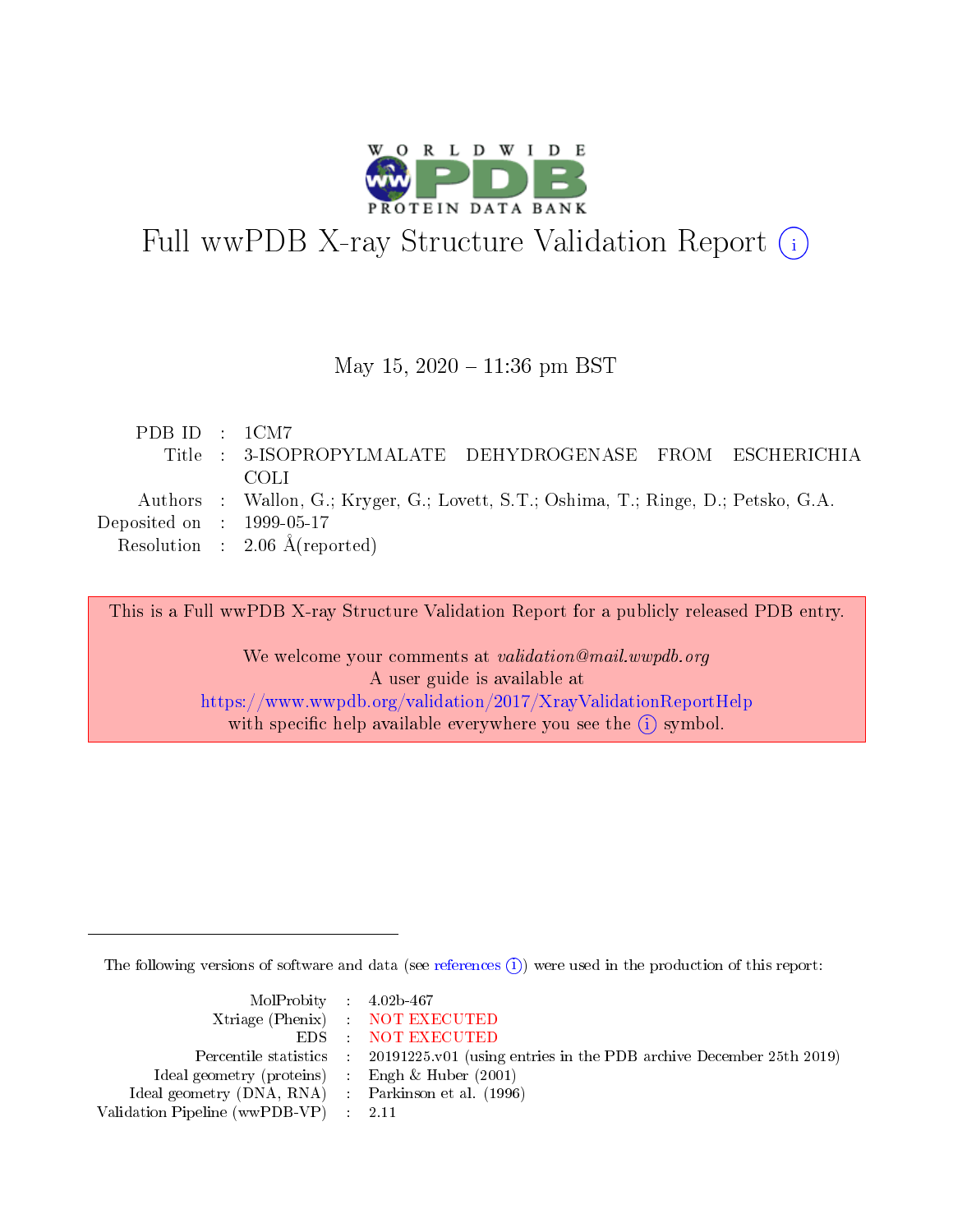# Full wwPDB X-ray Structure Validation Report (i)

May 15, 2020 – 11:36 pm BST

| | | |
|---|---|---|
| PDB ID | : | 1CM7 |
| Title | : | 3-ISOPROPYLMALATE DEHYDROGENASE FROM ESCHERICHIA COLI |
| Authors | : | Wallon, G.; Kryger, G.; Lovett, S.T.; Oshima, T.; Ringe, D.; Petsko, G.A. |
| Deposited on | : | 1999-05-17 |
| Resolution | : | 2.06 Å(reported) |

This is a Full wwPDB X-ray Structure Validation Report for a publicly released PDB entry.

We welcome your comments at *validation@mail.wwpdb.org*
A user guide is available at
https://www.wwpdb.org/validation/2017/XrayValidationReportHelp
with specific help available everywhere you see the (i) symbol.

---

The following versions of software and data (see references (i)) were used in the production of this report:

| | | |
|---|---|---|
| MolProbity | : | 4.02b-467 |
| Xtriage (Phenix) | : | NOT EXECUTED |
| EDS | : | NOT EXECUTED |
| Percentile statistics | : | 20191225.v01 (using entries in the PDB archive December 25th 2019) |
| Ideal geometry (proteins) | : | Engh & Huber (2001) |
| Ideal geometry (DNA, RNA) | : | Parkinson et al. (1996) |
| Validation Pipeline (wwPDB-VP) | : | 2.11 |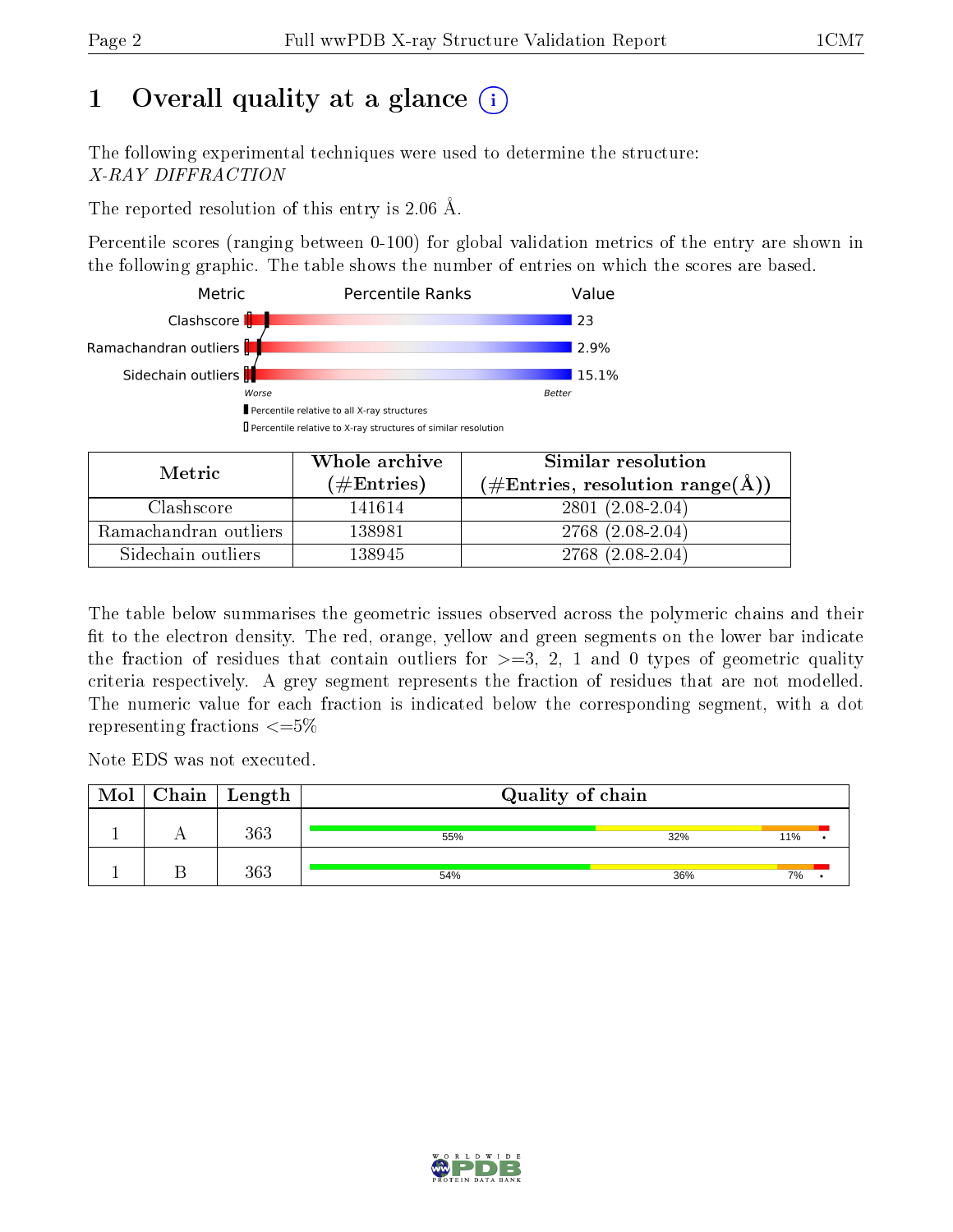# 1 Overall quality at a glance (i)

The following experimental techniques were used to determine the structure:
*X-RAY DIFFRACTION*

The reported resolution of this entry is 2.06 Å.

Percentile scores (ranging between 0-100) for global validation metrics of the entry are shown in the following graphic. The table shows the number of entries on which the scores are based.

| Metric | Percentile Ranks | Value |
|---|---|---|
| Clashscore | | 23 |
| Ramachandran outliers | | 2.9% |
| Sidechain outliers | | 15.1% |

Worse — Better

▮ Percentile relative to all X-ray structures
▯ Percentile relative to X-ray structures of similar resolution

| Metric | Whole archive (#Entries) | Similar resolution (#Entries, resolution range(Å)) |
|---|---|---|
| Clashscore | 141614 | 2801 (2.08-2.04) |
| Ramachandran outliers | 138981 | 2768 (2.08-2.04) |
| Sidechain outliers | 138945 | 2768 (2.08-2.04) |

The table below summarises the geometric issues observed across the polymeric chains and their fit to the electron density. The red, orange, yellow and green segments on the lower bar indicate the fraction of residues that contain outliers for >=3, 2, 1 and 0 types of geometric quality criteria respectively. A grey segment represents the fraction of residues that are not modelled. The numeric value for each fraction is indicated below the corresponding segment, with a dot representing fractions <=5%

Note EDS was not executed.

| Mol | Chain | Length | Quality of chain |
|---|---|---|---|
| 1 | A | 363 | 55% · 32% · 11% · • |
| 1 | B | 363 | 54% · 36% · 7% · • |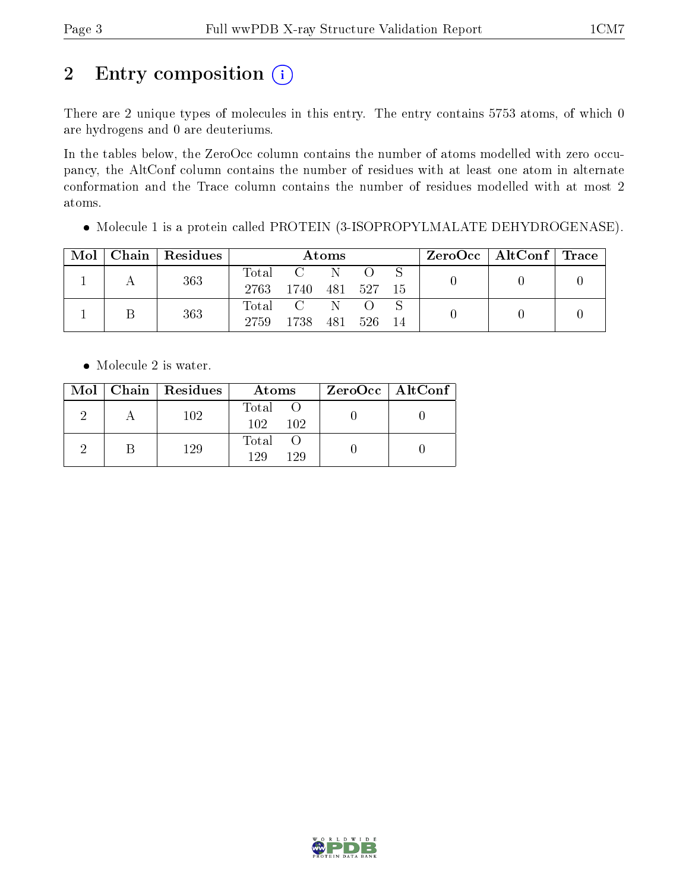## 2 Entry composition (i)

There are 2 unique types of molecules in this entry. The entry contains 5753 atoms, of which 0 are hydrogens and 0 are deuteriums.

In the tables below, the ZeroOcc column contains the number of atoms modelled with zero occupancy, the AltConf column contains the number of residues with at least one atom in alternate conformation and the Trace column contains the number of residues modelled with at most 2 atoms.

- Molecule 1 is a protein called PROTEIN (3-ISOPROPYLMALATE DEHYDROGENASE).

| Mol | Chain | Residues | Atoms | | | | | ZeroOcc | AltConf | Trace |
|---|---|---|---|---|---|---|---|---|---|---|
| 1 | A | 363 | Total<br>2763 | C<br>1740 | N<br>481 | O<br>527 | S<br>15 | 0 | 0 | 0 |
| 1 | B | 363 | Total<br>2759 | C<br>1738 | N<br>481 | O<br>526 | S<br>14 | 0 | 0 | 0 |

- Molecule 2 is water.

| Mol | Chain | Residues | Atoms | | ZeroOcc | AltConf |
|---|---|---|---|---|---|---|
| 2 | A | 102 | Total<br>102 | O<br>102 | 0 | 0 |
| 2 | B | 129 | Total<br>129 | O<br>129 | 0 | 0 |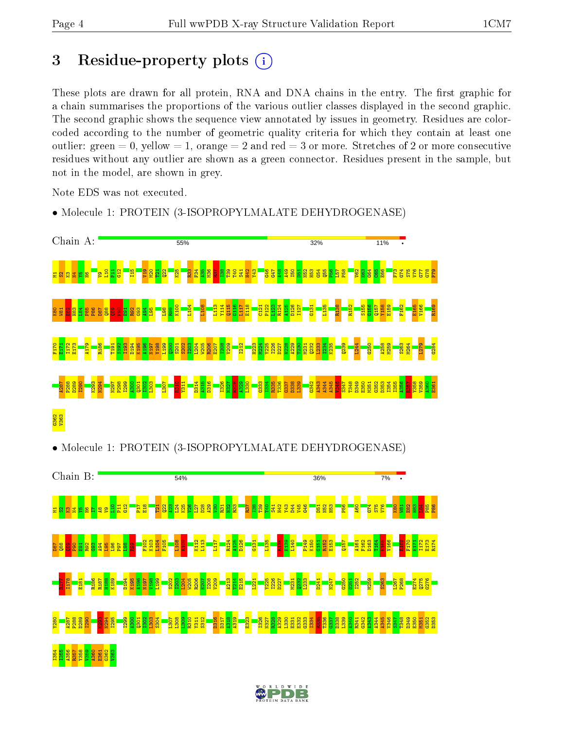# 3 Residue-property plots

These plots are drawn for all protein, RNA and DNA chains in the entry. The first graphic for a chain summarises the proportions of the various outlier classes displayed in the second graphic. The second graphic shows the sequence view annotated by issues in geometry. Residues are color-coded according to the number of geometric quality criteria for which they contain at least one outlier: green = 0, yellow = 1, orange = 2 and red = 3 or more. Stretches of 2 or more consecutive residues without any outlier are shown as a green connector. Residues present in the sample, but not in the model, are shown in grey.

Note EDS was not executed.

• Molecule 1: PROTEIN (3-ISOPROPYLMALATE DEHYDROGENASE)

Chain A: 55% | 32% | 11% | •

M1 S2 K3 N4 Y5 H6 V9 L10 P11 G12 I15 V19 M20 T21 Q22 K25 R33 F34 A35 M36 R37 I38 T39 T40 S41 H42 Y43 G46 G47 A48 A49 I50 D51 N52 H53 G54 Q55 P56 L57 P58 V62 E63 G64 C65 E66 F73 G74 S75 V76 G77 G78 P79 K80 W81 E82 H83 L84 P85 P86 D87 Q88 Q89 P90 E91 R92 G93 A94 L95 L98 R99 K100 L104 L108 L113 Y114 Q115 G116 L117 E118 C121 P122 L123 R124 A125 I126 I127 G131 L135 R138 R152 S155 G156 Q157 Y158 E159 F162 E165 V166 R169 F170 E171 I172 E173 A179 R186 T191 S192 I193 D194 K195 A196 N197 V198 L199 Q200 S201 S202 I203 L204 W205 R206 E207 I208 V209 I212 H223 M224 Y225 I226 D227 N228 A229 T230 M231 Q232 L233 I234 K235 Q239 L244 G250 A258 M259 S263 N264 L279 G284 A287 P288 D289 I290 K293 N294 N297 P298 I299 A300 Q301 I302 L303 L307 R310 Y311 D314 L315 D316 I326 N327 R328 A329 L330 G333 I334 R335 T336 G337 D338 L339 G342 A343 A344 A345 V346 S347 T348 D349 E350 M351 G352 D353 I354 I355 A356 R357 Y358 V359 A360 E361 G362 V363

• Molecule 1: PROTEIN (3-ISOPROPYLMALATE DEHYDROGENASE)

Chain B: 54% | 36% | 7% | •

M1 S2 K3 N4 Y5 H6 I7 A8 V9 L10 P11 G12 P17 E18 T21 Q22 A23 K24 K25 V26 L27 D28 A29 V30 R31 N32 R33 R37 I38 T39 T40 S41 H42 Y43 D44 V45 G46 D51 N52 H53 P56 A60 G74 S75 V76 K80 W81 E82 H83 L84 P85 P86 D87 Q88 Q89 P90 E91 R92 G93 A94 L95 L96 P97 L98 R99 F102 K103 L104 F105 L108 R109 K112 L113 L117 R124 A125 D126 G131 L135 R138 E139 L140 P149 K150 G151 R152 E153 Q157 A161 F162 D163 T164 E165 V166 R169 F170 E171 I172 E173 R174 R177 I178 E181 R186 R187 H188 K189 D194 K195 A196 N197 V198 L199 S202 I203 L204 W205 R206 E207 I208 V209 A213 T214 E215 L221 Y225 I226 D227 M231 Q232 L233 D241 N247 G250 D251 I252 M259 S263 L267 P268 E274 Q275 G276 Y280 A287 P288 D289 I290 K293 N294 I295 I299 A300 Q301 I302 L303 S304 L307 L308 L309 R310 Y311 S312 D316 D317 A318 A319 E323 I326 N327 R328 A329 L330 E331 E332 G333 I334 R335 T336 G337 D338 L339 A340 R341 G342 A343 A344 A345 V346 S347 T348 D349 E350 M351 G352 D353 I354 I355 A356 R357 Y358 V359 A360 E361 G362 V363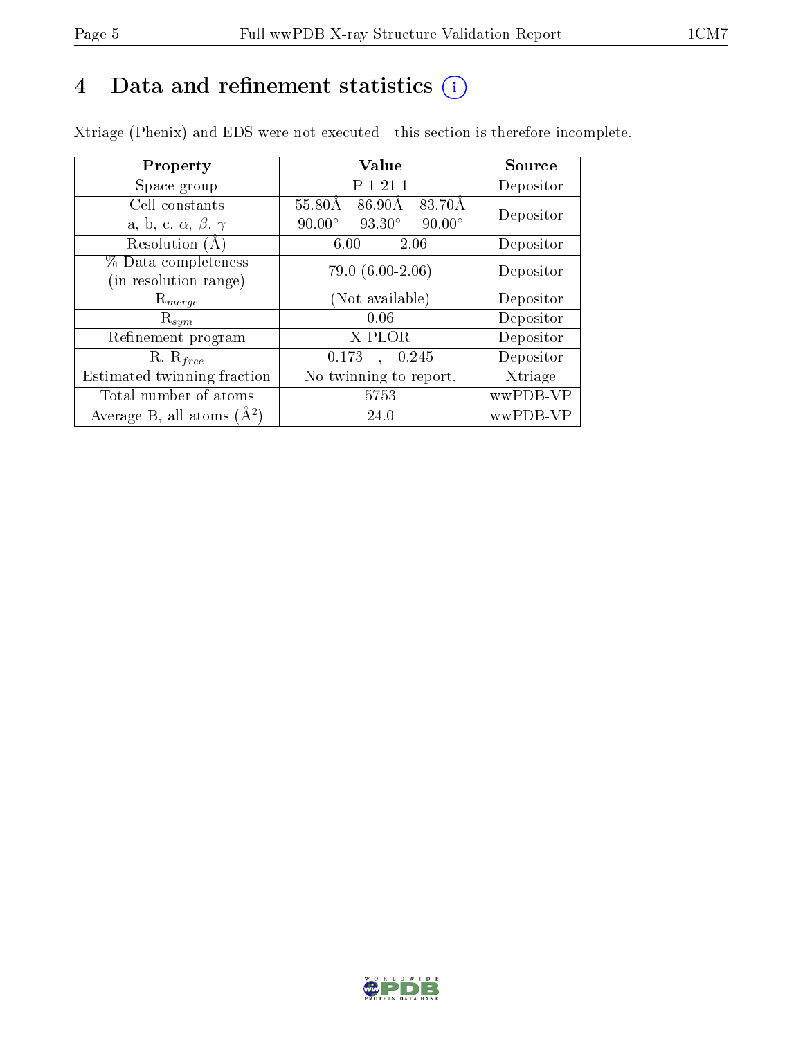# 4 Data and refinement statistics (i)

Xtriage (Phenix) and EDS were not executed - this section is therefore incomplete.

| Property | Value | Source |
|---|---|---|
| Space group | P 1 21 1 | Depositor |
| Cell constants<br>a, b, c, $\alpha$, $\beta$, $\gamma$ | 55.80Å 86.90Å 83.70Å<br>90.00° 93.30° 90.00° | Depositor |
| Resolution (Å) | 6.00 – 2.06 | Depositor |
| % Data completeness<br>(in resolution range) | 79.0 (6.00-2.06) | Depositor |
| $R_{merge}$ | (Not available) | Depositor |
| $R_{sym}$ | 0.06 | Depositor |
| Refinement program | X-PLOR | Depositor |
| R, $R_{free}$ | 0.173 , 0.245 | Depositor |
| Estimated twinning fraction | No twinning to report. | Xtriage |
| Total number of atoms | 5753 | wwPDB-VP |
| Average B, all atoms (Å$^2$) | 24.0 | wwPDB-VP |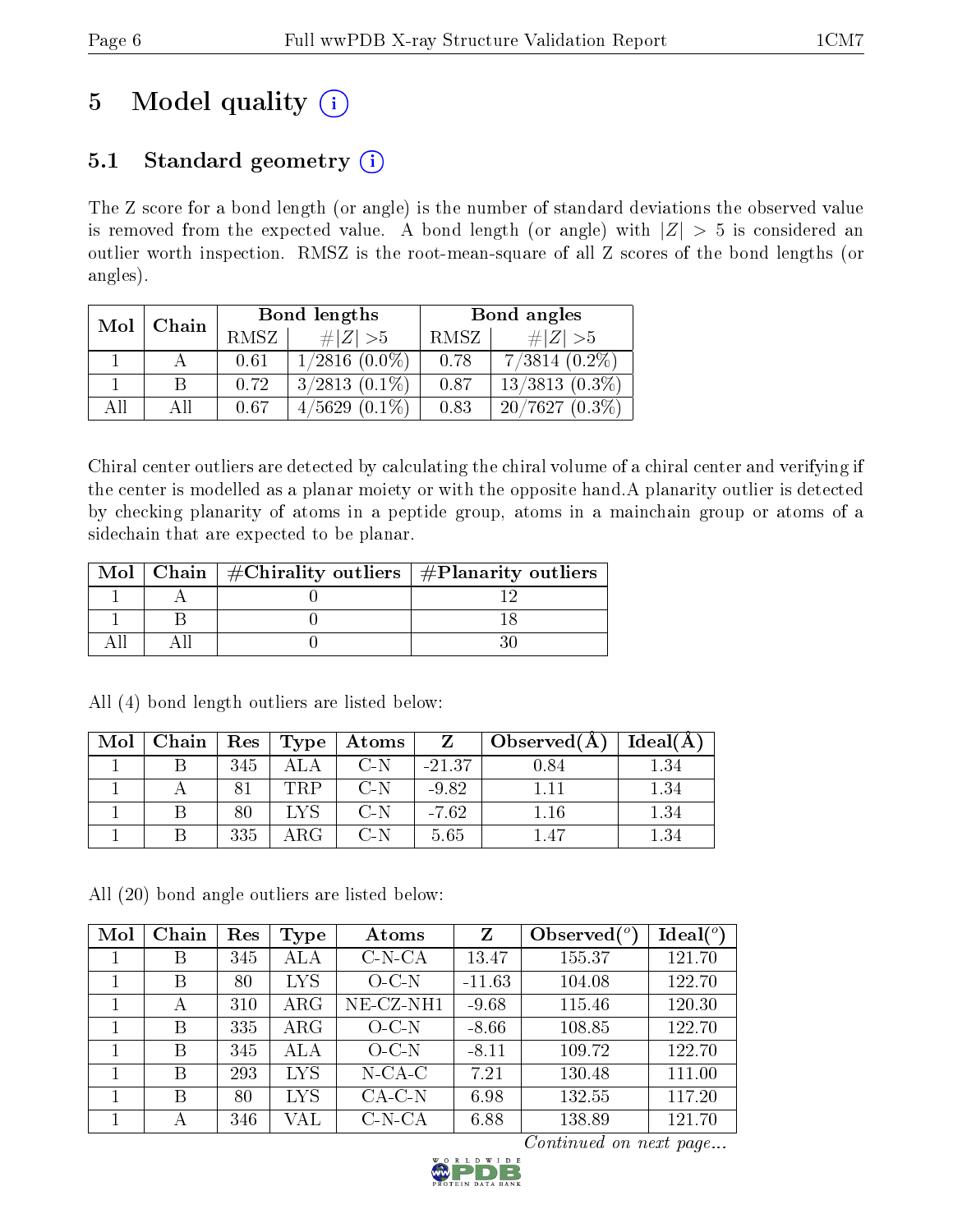# 5 Model quality

## 5.1 Standard geometry

The Z score for a bond length (or angle) is the number of standard deviations the observed value is removed from the expected value. A bond length (or angle) with $|Z| > 5$ is considered an outlier worth inspection. RMSZ is the root-mean-square of all Z scores of the bond lengths (or angles).

| Mol | Chain | Bond lengths | | Bond angles | |
|---|---|---|---|---|---|
| | | RMSZ | #$\|Z\| > 5$ | RMSZ | #$\|Z\| > 5$ |
| 1 | A | 0.61 | 1/2816 (0.0%) | 0.78 | 7/3814 (0.2%) |
| 1 | B | 0.72 | 3/2813 (0.1%) | 0.87 | 13/3813 (0.3%) |
| All | All | 0.67 | 4/5629 (0.1%) | 0.83 | 20/7627 (0.3%) |

Chiral center outliers are detected by calculating the chiral volume of a chiral center and verifying if the center is modelled as a planar moiety or with the opposite hand.A planarity outlier is detected by checking planarity of atoms in a peptide group, atoms in a mainchain group or atoms of a sidechain that are expected to be planar.

| Mol | Chain | #Chirality outliers | #Planarity outliers |
|---|---|---|---|
| 1 | A | 0 | 12 |
| 1 | B | 0 | 18 |
| All | All | 0 | 30 |

All (4) bond length outliers are listed below:

| Mol | Chain | Res | Type | Atoms | Z | Observed(Å) | Ideal(Å) |
|---|---|---|---|---|---|---|---|
| 1 | B | 345 | ALA | C-N | -21.37 | 0.84 | 1.34 |
| 1 | A | 81 | TRP | C-N | -9.82 | 1.11 | 1.34 |
| 1 | B | 80 | LYS | C-N | -7.62 | 1.16 | 1.34 |
| 1 | B | 335 | ARG | C-N | 5.65 | 1.47 | 1.34 |

All (20) bond angle outliers are listed below:

| Mol | Chain | Res | Type | Atoms | Z | Observed(°) | Ideal(°) |
|---|---|---|---|---|---|---|---|
| 1 | B | 345 | ALA | C-N-CA | 13.47 | 155.37 | 121.70 |
| 1 | B | 80 | LYS | O-C-N | -11.63 | 104.08 | 122.70 |
| 1 | A | 310 | ARG | NE-CZ-NH1 | -9.68 | 115.46 | 120.30 |
| 1 | B | 335 | ARG | O-C-N | -8.66 | 108.85 | 122.70 |
| 1 | B | 345 | ALA | O-C-N | -8.11 | 109.72 | 122.70 |
| 1 | B | 293 | LYS | N-CA-C | 7.21 | 130.48 | 111.00 |
| 1 | B | 80 | LYS | CA-C-N | 6.98 | 132.55 | 117.20 |
| 1 | A | 346 | VAL | C-N-CA | 6.88 | 138.89 | 121.70 |

*Continued on next page...*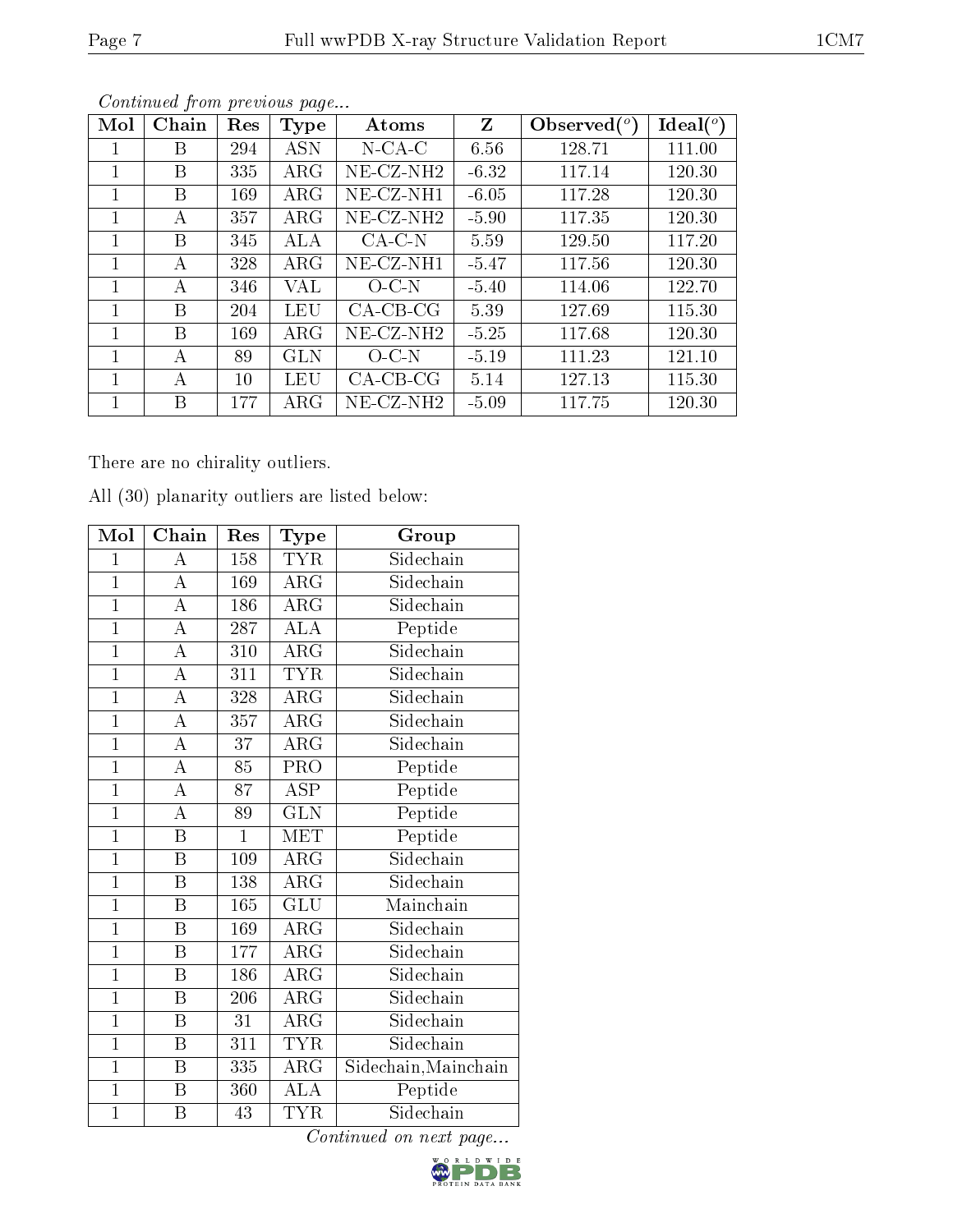*Continued from previous page...*

| Mol | Chain | Res | Type | Atoms | Z | Observed(°) | Ideal(°) |
|---|---|---|---|---|---|---|---|
| 1 | B | 294 | ASN | N-CA-C | 6.56 | 128.71 | 111.00 |
| 1 | B | 335 | ARG | NE-CZ-NH2 | -6.32 | 117.14 | 120.30 |
| 1 | B | 169 | ARG | NE-CZ-NH1 | -6.05 | 117.28 | 120.30 |
| 1 | A | 357 | ARG | NE-CZ-NH2 | -5.90 | 117.35 | 120.30 |
| 1 | B | 345 | ALA | CA-C-N | 5.59 | 129.50 | 117.20 |
| 1 | A | 328 | ARG | NE-CZ-NH1 | -5.47 | 117.56 | 120.30 |
| 1 | A | 346 | VAL | O-C-N | -5.40 | 114.06 | 122.70 |
| 1 | B | 204 | LEU | CA-CB-CG | 5.39 | 127.69 | 115.30 |
| 1 | B | 169 | ARG | NE-CZ-NH2 | -5.25 | 117.68 | 120.30 |
| 1 | A | 89 | GLN | O-C-N | -5.19 | 111.23 | 121.10 |
| 1 | A | 10 | LEU | CA-CB-CG | 5.14 | 127.13 | 115.30 |
| 1 | B | 177 | ARG | NE-CZ-NH2 | -5.09 | 117.75 | 120.30 |

There are no chirality outliers.

All (30) planarity outliers are listed below:

| Mol | Chain | Res | Type | Group |
|---|---|---|---|---|
| 1 | A | 158 | TYR | Sidechain |
| 1 | A | 169 | ARG | Sidechain |
| 1 | A | 186 | ARG | Sidechain |
| 1 | A | 287 | ALA | Peptide |
| 1 | A | 310 | ARG | Sidechain |
| 1 | A | 311 | TYR | Sidechain |
| 1 | A | 328 | ARG | Sidechain |
| 1 | A | 357 | ARG | Sidechain |
| 1 | A | 37 | ARG | Sidechain |
| 1 | A | 85 | PRO | Peptide |
| 1 | A | 87 | ASP | Peptide |
| 1 | A | 89 | GLN | Peptide |
| 1 | B | 1 | MET | Peptide |
| 1 | B | 109 | ARG | Sidechain |
| 1 | B | 138 | ARG | Sidechain |
| 1 | B | 165 | GLU | Mainchain |
| 1 | B | 169 | ARG | Sidechain |
| 1 | B | 177 | ARG | Sidechain |
| 1 | B | 186 | ARG | Sidechain |
| 1 | B | 206 | ARG | Sidechain |
| 1 | B | 31 | ARG | Sidechain |
| 1 | B | 311 | TYR | Sidechain |
| 1 | B | 335 | ARG | Sidechain,Mainchain |
| 1 | B | 360 | ALA | Peptide |
| 1 | B | 43 | TYR | Sidechain |

*Continued on next page...*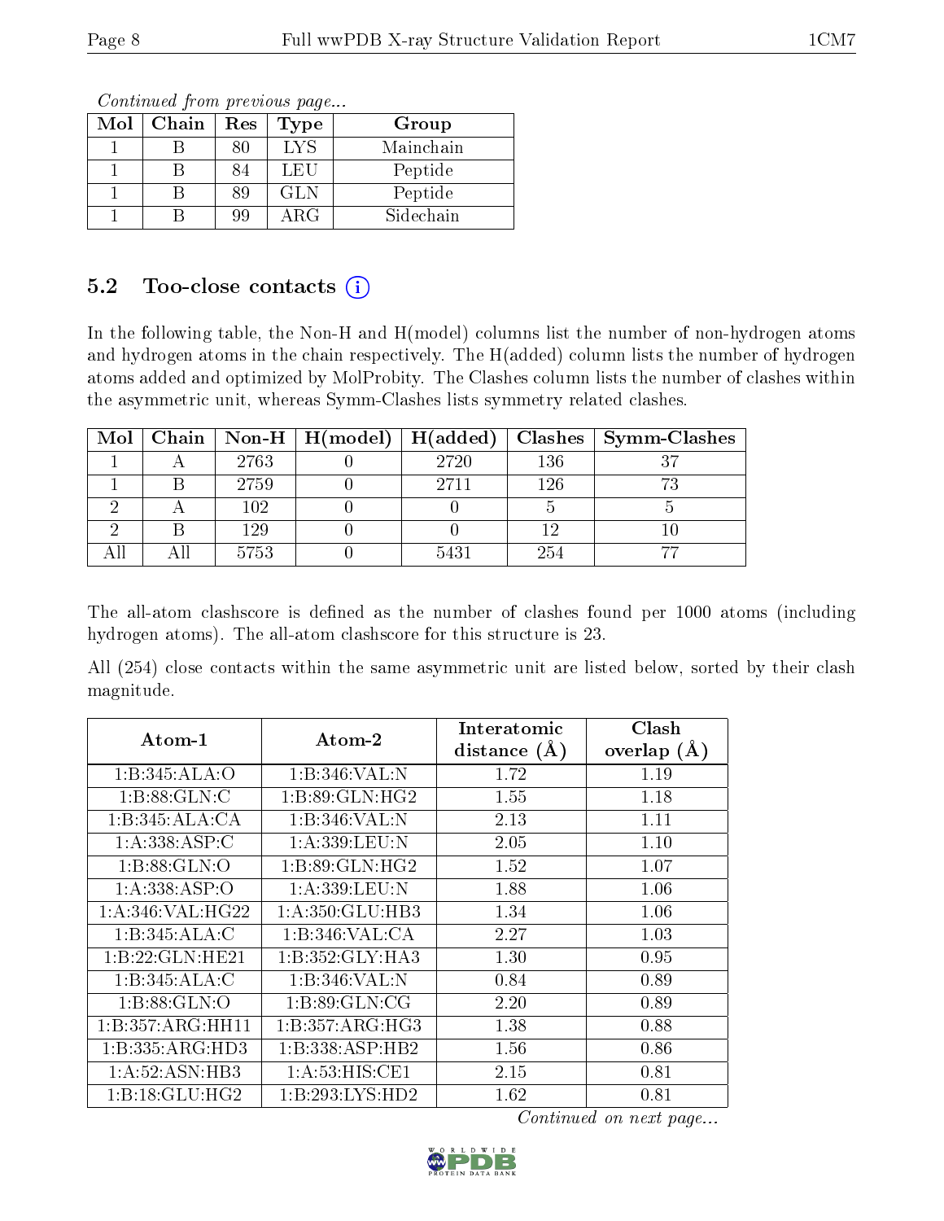*Continued from previous page...*

| Mol | Chain | Res | Type | Group |
|---|---|---|---|---|
| 1 | B | 80 | LYS | Mainchain |
| 1 | B | 84 | LEU | Peptide |
| 1 | B | 89 | GLN | Peptide |
| 1 | B | 99 | ARG | Sidechain |

## 5.2 Too-close contacts

In the following table, the Non-H and H(model) columns list the number of non-hydrogen atoms and hydrogen atoms in the chain respectively. The H(added) column lists the number of hydrogen atoms added and optimized by MolProbity. The Clashes column lists the number of clashes within the asymmetric unit, whereas Symm-Clashes lists symmetry related clashes.

| Mol | Chain | Non-H | H(model) | H(added) | Clashes | Symm-Clashes |
|---|---|---|---|---|---|---|
| 1 | A | 2763 | 0 | 2720 | 136 | 37 |
| 1 | B | 2759 | 0 | 2711 | 126 | 73 |
| 2 | A | 102 | 0 | 0 | 5 | 5 |
| 2 | B | 129 | 0 | 0 | 12 | 10 |
| All | All | 5753 | 0 | 5431 | 254 | 77 |

The all-atom clashscore is defined as the number of clashes found per 1000 atoms (including hydrogen atoms). The all-atom clashscore for this structure is 23.

All (254) close contacts within the same asymmetric unit are listed below, sorted by their clash magnitude.

| Atom-1 | Atom-2 | Interatomic distance (Å) | Clash overlap (Å) |
|---|---|---|---|
| 1:B:345:ALA:O | 1:B:346:VAL:N | 1.72 | 1.19 |
| 1:B:88:GLN:C | 1:B:89:GLN:HG2 | 1.55 | 1.18 |
| 1:B:345:ALA:CA | 1:B:346:VAL:N | 2.13 | 1.11 |
| 1:A:338:ASP:C | 1:A:339:LEU:N | 2.05 | 1.10 |
| 1:B:88:GLN:O | 1:B:89:GLN:HG2 | 1.52 | 1.07 |
| 1:A:338:ASP:O | 1:A:339:LEU:N | 1.88 | 1.06 |
| 1:A:346:VAL:HG22 | 1:A:350:GLU:HB3 | 1.34 | 1.06 |
| 1:B:345:ALA:C | 1:B:346:VAL:CA | 2.27 | 1.03 |
| 1:B:22:GLN:HE21 | 1:B:352:GLY:HA3 | 1.30 | 0.95 |
| 1:B:345:ALA:C | 1:B:346:VAL:N | 0.84 | 0.89 |
| 1:B:88:GLN:O | 1:B:89:GLN:CG | 2.20 | 0.89 |
| 1:B:357:ARG:HH11 | 1:B:357:ARG:HG3 | 1.38 | 0.88 |
| 1:B:335:ARG:HD3 | 1:B:338:ASP:HB2 | 1.56 | 0.86 |
| 1:A:52:ASN:HB3 | 1:A:53:HIS:CE1 | 2.15 | 0.81 |
| 1:B:18:GLU:HG2 | 1:B:293:LYS:HD2 | 1.62 | 0.81 |

*Continued on next page...*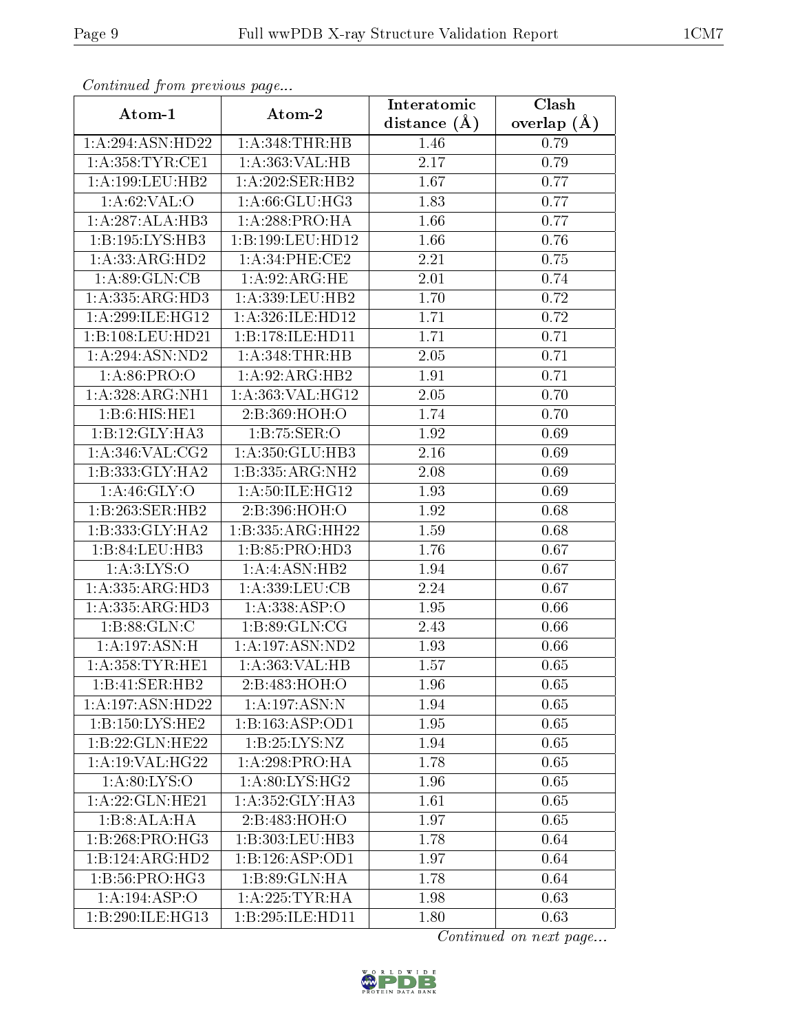*Continued from previous page...*

| Atom-1 | Atom-2 | Interatomic distance (Å) | Clash overlap (Å) |
|---|---|---|---|
| 1:A:294:ASN:HD22 | 1:A:348:THR:HB | 1.46 | 0.79 |
| 1:A:358:TYR:CE1 | 1:A:363:VAL:HB | 2.17 | 0.79 |
| 1:A:199:LEU:HB2 | 1:A:202:SER:HB2 | 1.67 | 0.77 |
| 1:A:62:VAL:O | 1:A:66:GLU:HG3 | 1.83 | 0.77 |
| 1:A:287:ALA:HB3 | 1:A:288:PRO:HA | 1.66 | 0.77 |
| 1:B:195:LYS:HB3 | 1:B:199:LEU:HD12 | 1.66 | 0.76 |
| 1:A:33:ARG:HD2 | 1:A:34:PHE:CE2 | 2.21 | 0.75 |
| 1:A:89:GLN:CB | 1:A:92:ARG:HE | 2.01 | 0.74 |
| 1:A:335:ARG:HD3 | 1:A:339:LEU:HB2 | 1.70 | 0.72 |
| 1:A:299:ILE:HG12 | 1:A:326:ILE:HD12 | 1.71 | 0.72 |
| 1:B:108:LEU:HD21 | 1:B:178:ILE:HD11 | 1.71 | 0.71 |
| 1:A:294:ASN:ND2 | 1:A:348:THR:HB | 2.05 | 0.71 |
| 1:A:86:PRO:O | 1:A:92:ARG:HB2 | 1.91 | 0.71 |
| 1:A:328:ARG:NH1 | 1:A:363:VAL:HG12 | 2.05 | 0.70 |
| 1:B:6:HIS:HE1 | 2:B:369:HOH:O | 1.74 | 0.70 |
| 1:B:12:GLY:HA3 | 1:B:75:SER:O | 1.92 | 0.69 |
| 1:A:346:VAL:CG2 | 1:A:350:GLU:HB3 | 2.16 | 0.69 |
| 1:B:333:GLY:HA2 | 1:B:335:ARG:NH2 | 2.08 | 0.69 |
| 1:A:46:GLY:O | 1:A:50:ILE:HG12 | 1.93 | 0.69 |
| 1:B:263:SER:HB2 | 2:B:396:HOH:O | 1.92 | 0.68 |
| 1:B:333:GLY:HA2 | 1:B:335:ARG:HH22 | 1.59 | 0.68 |
| 1:B:84:LEU:HB3 | 1:B:85:PRO:HD3 | 1.76 | 0.67 |
| 1:A:3:LYS:O | 1:A:4:ASN:HB2 | 1.94 | 0.67 |
| 1:A:335:ARG:HD3 | 1:A:339:LEU:CB | 2.24 | 0.67 |
| 1:A:335:ARG:HD3 | 1:A:338:ASP:O | 1.95 | 0.66 |
| 1:B:88:GLN:C | 1:B:89:GLN:CG | 2.43 | 0.66 |
| 1:A:197:ASN:H | 1:A:197:ASN:ND2 | 1.93 | 0.66 |
| 1:A:358:TYR:HE1 | 1:A:363:VAL:HB | 1.57 | 0.65 |
| 1:B:41:SER:HB2 | 2:B:483:HOH:O | 1.96 | 0.65 |
| 1:A:197:ASN:HD22 | 1:A:197:ASN:N | 1.94 | 0.65 |
| 1:B:150:LYS:HE2 | 1:B:163:ASP:OD1 | 1.95 | 0.65 |
| 1:B:22:GLN:HE22 | 1:B:25:LYS:NZ | 1.94 | 0.65 |
| 1:A:19:VAL:HG22 | 1:A:298:PRO:HA | 1.78 | 0.65 |
| 1:A:80:LYS:O | 1:A:80:LYS:HG2 | 1.96 | 0.65 |
| 1:A:22:GLN:HE21 | 1:A:352:GLY:HA3 | 1.61 | 0.65 |
| 1:B:8:ALA:HA | 2:B:483:HOH:O | 1.97 | 0.65 |
| 1:B:268:PRO:HG3 | 1:B:303:LEU:HB3 | 1.78 | 0.64 |
| 1:B:124:ARG:HD2 | 1:B:126:ASP:OD1 | 1.97 | 0.64 |
| 1:B:56:PRO:HG3 | 1:B:89:GLN:HA | 1.78 | 0.64 |
| 1:A:194:ASP:O | 1:A:225:TYR:HA | 1.98 | 0.63 |
| 1:B:290:ILE:HG13 | 1:B:295:ILE:HD11 | 1.80 | 0.63 |

*Continued on next page...*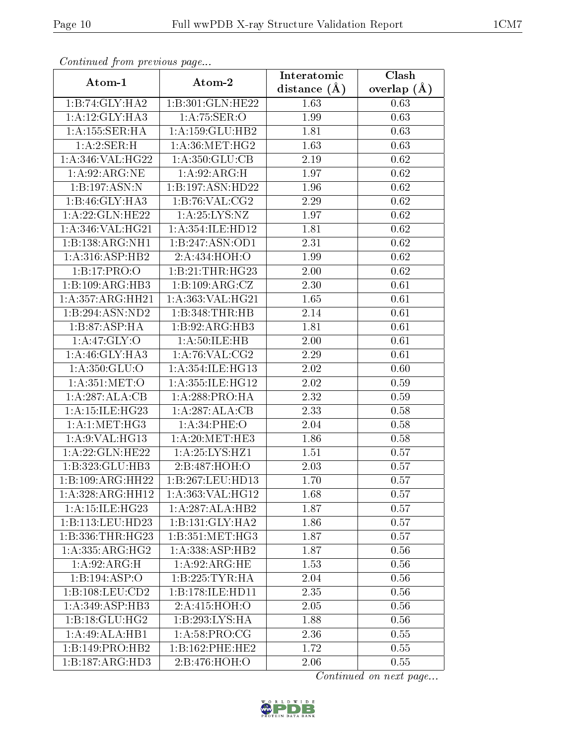*Continued from previous page...*

| Atom-1 | Atom-2 | Interatomic distance (Å) | Clash overlap (Å) |
|---|---|---|---|
| 1:B:74:GLY:HA2 | 1:B:301:GLN:HE22 | 1.63 | 0.63 |
| 1:A:12:GLY:HA3 | 1:A:75:SER:O | 1.99 | 0.63 |
| 1:A:155:SER:HA | 1:A:159:GLU:HB2 | 1.81 | 0.63 |
| 1:A:2:SER:H | 1:A:36:MET:HG2 | 1.63 | 0.63 |
| 1:A:346:VAL:HG22 | 1:A:350:GLU:CB | 2.19 | 0.62 |
| 1:A:92:ARG:NE | 1:A:92:ARG:H | 1.97 | 0.62 |
| 1:B:197:ASN:N | 1:B:197:ASN:HD22 | 1.96 | 0.62 |
| 1:B:46:GLY:HA3 | 1:B:76:VAL:CG2 | 2.29 | 0.62 |
| 1:A:22:GLN:HE22 | 1:A:25:LYS:NZ | 1.97 | 0.62 |
| 1:A:346:VAL:HG21 | 1:A:354:ILE:HD12 | 1.81 | 0.62 |
| 1:B:138:ARG:NH1 | 1:B:247:ASN:OD1 | 2.31 | 0.62 |
| 1:A:316:ASP:HB2 | 2:A:434:HOH:O | 1.99 | 0.62 |
| 1:B:17:PRO:O | 1:B:21:THR:HG23 | 2.00 | 0.62 |
| 1:B:109:ARG:HB3 | 1:B:109:ARG:CZ | 2.30 | 0.61 |
| 1:A:357:ARG:HH21 | 1:A:363:VAL:HG21 | 1.65 | 0.61 |
| 1:B:294:ASN:ND2 | 1:B:348:THR:HB | 2.14 | 0.61 |
| 1:B:87:ASP:HA | 1:B:92:ARG:HB3 | 1.81 | 0.61 |
| 1:A:47:GLY:O | 1:A:50:ILE:HB | 2.00 | 0.61 |
| 1:A:46:GLY:HA3 | 1:A:76:VAL:CG2 | 2.29 | 0.61 |
| 1:A:350:GLU:O | 1:A:354:ILE:HG13 | 2.02 | 0.60 |
| 1:A:351:MET:O | 1:A:355:ILE:HG12 | 2.02 | 0.59 |
| 1:A:287:ALA:CB | 1:A:288:PRO:HA | 2.32 | 0.59 |
| 1:A:15:ILE:HG23 | 1:A:287:ALA:CB | 2.33 | 0.58 |
| 1:A:1:MET:HG3 | 1:A:34:PHE:O | 2.04 | 0.58 |
| 1:A:9:VAL:HG13 | 1:A:20:MET:HE3 | 1.86 | 0.58 |
| 1:A:22:GLN:HE22 | 1:A:25:LYS:HZ1 | 1.51 | 0.57 |
| 1:B:323:GLU:HB3 | 2:B:487:HOH:O | 2.03 | 0.57 |
| 1:B:109:ARG:HH22 | 1:B:267:LEU:HD13 | 1.70 | 0.57 |
| 1:A:328:ARG:HH12 | 1:A:363:VAL:HG12 | 1.68 | 0.57 |
| 1:A:15:ILE:HG23 | 1:A:287:ALA:HB2 | 1.87 | 0.57 |
| 1:B:113:LEU:HD23 | 1:B:131:GLY:HA2 | 1.86 | 0.57 |
| 1:B:336:THR:HG23 | 1:B:351:MET:HG3 | 1.87 | 0.57 |
| 1:A:335:ARG:HG2 | 1:A:338:ASP:HB2 | 1.87 | 0.56 |
| 1:A:92:ARG:H | 1:A:92:ARG:HE | 1.53 | 0.56 |
| 1:B:194:ASP:O | 1:B:225:TYR:HA | 2.04 | 0.56 |
| 1:B:108:LEU:CD2 | 1:B:178:ILE:HD11 | 2.35 | 0.56 |
| 1:A:349:ASP:HB3 | 2:A:415:HOH:O | 2.05 | 0.56 |
| 1:B:18:GLU:HG2 | 1:B:293:LYS:HA | 1.88 | 0.56 |
| 1:A:49:ALA:HB1 | 1:A:58:PRO:CG | 2.36 | 0.55 |
| 1:B:149:PRO:HB2 | 1:B:162:PHE:HE2 | 1.72 | 0.55 |
| 1:B:187:ARG:HD3 | 2:B:476:HOH:O | 2.06 | 0.55 |

*Continued on next page...*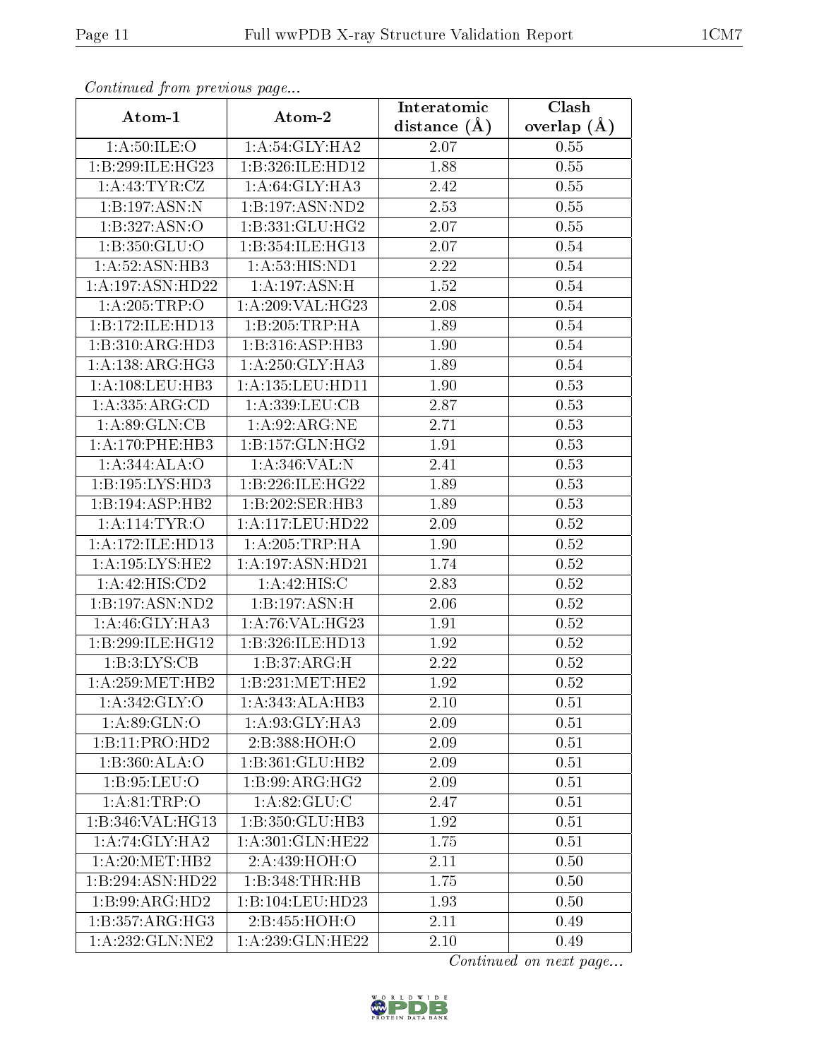*Continued from previous page...*

| Atom-1 | Atom-2 | Interatomic distance (Å) | Clash overlap (Å) |
|---|---|---|---|
| 1:A:50:ILE:O | 1:A:54:GLY:HA2 | 2.07 | 0.55 |
| 1:B:299:ILE:HG23 | 1:B:326:ILE:HD12 | 1.88 | 0.55 |
| 1:A:43:TYR:CZ | 1:A:64:GLY:HA3 | 2.42 | 0.55 |
| 1:B:197:ASN:N | 1:B:197:ASN:ND2 | 2.53 | 0.55 |
| 1:B:327:ASN:O | 1:B:331:GLU:HG2 | 2.07 | 0.55 |
| 1:B:350:GLU:O | 1:B:354:ILE:HG13 | 2.07 | 0.54 |
| 1:A:52:ASN:HB3 | 1:A:53:HIS:ND1 | 2.22 | 0.54 |
| 1:A:197:ASN:HD22 | 1:A:197:ASN:H | 1.52 | 0.54 |
| 1:A:205:TRP:O | 1:A:209:VAL:HG23 | 2.08 | 0.54 |
| 1:B:172:ILE:HD13 | 1:B:205:TRP:HA | 1.89 | 0.54 |
| 1:B:310:ARG:HD3 | 1:B:316:ASP:HB3 | 1.90 | 0.54 |
| 1:A:138:ARG:HG3 | 1:A:250:GLY:HA3 | 1.89 | 0.54 |
| 1:A:108:LEU:HB3 | 1:A:135:LEU:HD11 | 1.90 | 0.53 |
| 1:A:335:ARG:CD | 1:A:339:LEU:CB | 2.87 | 0.53 |
| 1:A:89:GLN:CB | 1:A:92:ARG:NE | 2.71 | 0.53 |
| 1:A:170:PHE:HB3 | 1:B:157:GLN:HG2 | 1.91 | 0.53 |
| 1:A:344:ALA:O | 1:A:346:VAL:N | 2.41 | 0.53 |
| 1:B:195:LYS:HD3 | 1:B:226:ILE:HG22 | 1.89 | 0.53 |
| 1:B:194:ASP:HB2 | 1:B:202:SER:HB3 | 1.89 | 0.53 |
| 1:A:114:TYR:O | 1:A:117:LEU:HD22 | 2.09 | 0.52 |
| 1:A:172:ILE:HD13 | 1:A:205:TRP:HA | 1.90 | 0.52 |
| 1:A:195:LYS:HE2 | 1:A:197:ASN:HD21 | 1.74 | 0.52 |
| 1:A:42:HIS:CD2 | 1:A:42:HIS:C | 2.83 | 0.52 |
| 1:B:197:ASN:ND2 | 1:B:197:ASN:H | 2.06 | 0.52 |
| 1:A:46:GLY:HA3 | 1:A:76:VAL:HG23 | 1.91 | 0.52 |
| 1:B:299:ILE:HG12 | 1:B:326:ILE:HD13 | 1.92 | 0.52 |
| 1:B:3:LYS:CB | 1:B:37:ARG:H | 2.22 | 0.52 |
| 1:A:259:MET:HB2 | 1:B:231:MET:HE2 | 1.92 | 0.52 |
| 1:A:342:GLY:O | 1:A:343:ALA:HB3 | 2.10 | 0.51 |
| 1:A:89:GLN:O | 1:A:93:GLY:HA3 | 2.09 | 0.51 |
| 1:B:11:PRO:HD2 | 2:B:388:HOH:O | 2.09 | 0.51 |
| 1:B:360:ALA:O | 1:B:361:GLU:HB2 | 2.09 | 0.51 |
| 1:B:95:LEU:O | 1:B:99:ARG:HG2 | 2.09 | 0.51 |
| 1:A:81:TRP:O | 1:A:82:GLU:C | 2.47 | 0.51 |
| 1:B:346:VAL:HG13 | 1:B:350:GLU:HB3 | 1.92 | 0.51 |
| 1:A:74:GLY:HA2 | 1:A:301:GLN:HE22 | 1.75 | 0.51 |
| 1:A:20:MET:HB2 | 2:A:439:HOH:O | 2.11 | 0.50 |
| 1:B:294:ASN:HD22 | 1:B:348:THR:HB | 1.75 | 0.50 |
| 1:B:99:ARG:HD2 | 1:B:104:LEU:HD23 | 1.93 | 0.50 |
| 1:B:357:ARG:HG3 | 2:B:455:HOH:O | 2.11 | 0.49 |
| 1:A:232:GLN:NE2 | 1:A:239:GLN:HE22 | 2.10 | 0.49 |

*Continued on next page...*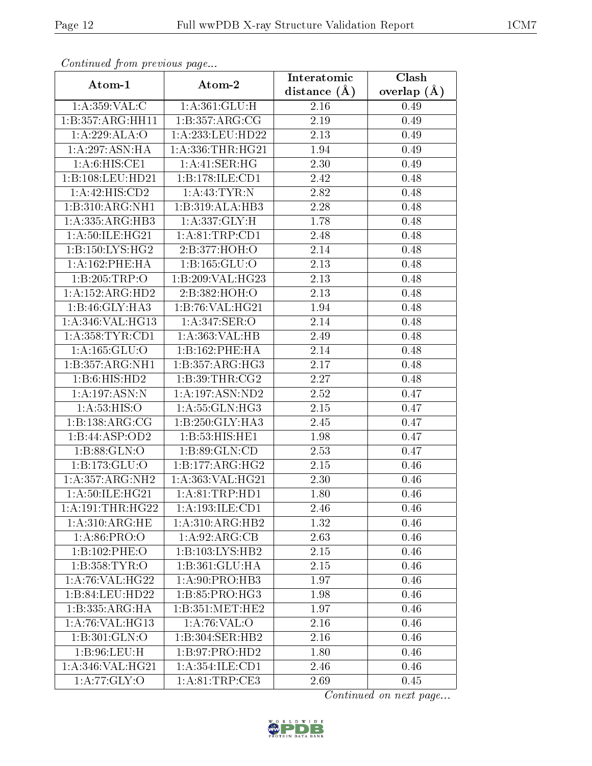*Continued from previous page...*

| Atom-1 | Atom-2 | Interatomic distance (Å) | Clash overlap (Å) |
| --- | --- | --- | --- |
| 1:A:359:VAL:C | 1:A:361:GLU:H | 2.16 | 0.49 |
| 1:B:357:ARG:HH11 | 1:B:357:ARG:CG | 2.19 | 0.49 |
| 1:A:229:ALA:O | 1:A:233:LEU:HD22 | 2.13 | 0.49 |
| 1:A:297:ASN:HA | 1:A:336:THR:HG21 | 1.94 | 0.49 |
| 1:A:6:HIS:CE1 | 1:A:41:SER:HG | 2.30 | 0.49 |
| 1:B:108:LEU:HD21 | 1:B:178:ILE:CD1 | 2.42 | 0.48 |
| 1:A:42:HIS:CD2 | 1:A:43:TYR:N | 2.82 | 0.48 |
| 1:B:310:ARG:NH1 | 1:B:319:ALA:HB3 | 2.28 | 0.48 |
| 1:A:335:ARG:HB3 | 1:A:337:GLY:H | 1.78 | 0.48 |
| 1:A:50:ILE:HG21 | 1:A:81:TRP:CD1 | 2.48 | 0.48 |
| 1:B:150:LYS:HG2 | 2:B:377:HOH:O | 2.14 | 0.48 |
| 1:A:162:PHE:HA | 1:B:165:GLU:O | 2.13 | 0.48 |
| 1:B:205:TRP:O | 1:B:209:VAL:HG23 | 2.13 | 0.48 |
| 1:A:152:ARG:HD2 | 2:B:382:HOH:O | 2.13 | 0.48 |
| 1:B:46:GLY:HA3 | 1:B:76:VAL:HG21 | 1.94 | 0.48 |
| 1:A:346:VAL:HG13 | 1:A:347:SER:O | 2.14 | 0.48 |
| 1:A:358:TYR:CD1 | 1:A:363:VAL:HB | 2.49 | 0.48 |
| 1:A:165:GLU:O | 1:B:162:PHE:HA | 2.14 | 0.48 |
| 1:B:357:ARG:NH1 | 1:B:357:ARG:HG3 | 2.17 | 0.48 |
| 1:B:6:HIS:HD2 | 1:B:39:THR:CG2 | 2.27 | 0.48 |
| 1:A:197:ASN:N | 1:A:197:ASN:ND2 | 2.52 | 0.47 |
| 1:A:53:HIS:O | 1:A:55:GLN:HG3 | 2.15 | 0.47 |
| 1:B:138:ARG:CG | 1:B:250:GLY:HA3 | 2.45 | 0.47 |
| 1:B:44:ASP:OD2 | 1:B:53:HIS:HE1 | 1.98 | 0.47 |
| 1:B:88:GLN:O | 1:B:89:GLN:CD | 2.53 | 0.47 |
| 1:B:173:GLU:O | 1:B:177:ARG:HG2 | 2.15 | 0.46 |
| 1:A:357:ARG:NH2 | 1:A:363:VAL:HG21 | 2.30 | 0.46 |
| 1:A:50:ILE:HG21 | 1:A:81:TRP:HD1 | 1.80 | 0.46 |
| 1:A:191:THR:HG22 | 1:A:193:ILE:CD1 | 2.46 | 0.46 |
| 1:A:310:ARG:HE | 1:A:310:ARG:HB2 | 1.32 | 0.46 |
| 1:A:86:PRO:O | 1:A:92:ARG:CB | 2.63 | 0.46 |
| 1:B:102:PHE:O | 1:B:103:LYS:HB2 | 2.15 | 0.46 |
| 1:B:358:TYR:O | 1:B:361:GLU:HA | 2.15 | 0.46 |
| 1:A:76:VAL:HG22 | 1:A:90:PRO:HB3 | 1.97 | 0.46 |
| 1:B:84:LEU:HD22 | 1:B:85:PRO:HG3 | 1.98 | 0.46 |
| 1:B:335:ARG:HA | 1:B:351:MET:HE2 | 1.97 | 0.46 |
| 1:A:76:VAL:HG13 | 1:A:76:VAL:O | 2.16 | 0.46 |
| 1:B:301:GLN:O | 1:B:304:SER:HB2 | 2.16 | 0.46 |
| 1:B:96:LEU:H | 1:B:97:PRO:HD2 | 1.80 | 0.46 |
| 1:A:346:VAL:HG21 | 1:A:354:ILE:CD1 | 2.46 | 0.46 |
| 1:A:77:GLY:O | 1:A:81:TRP:CE3 | 2.69 | 0.45 |

*Continued on next page...*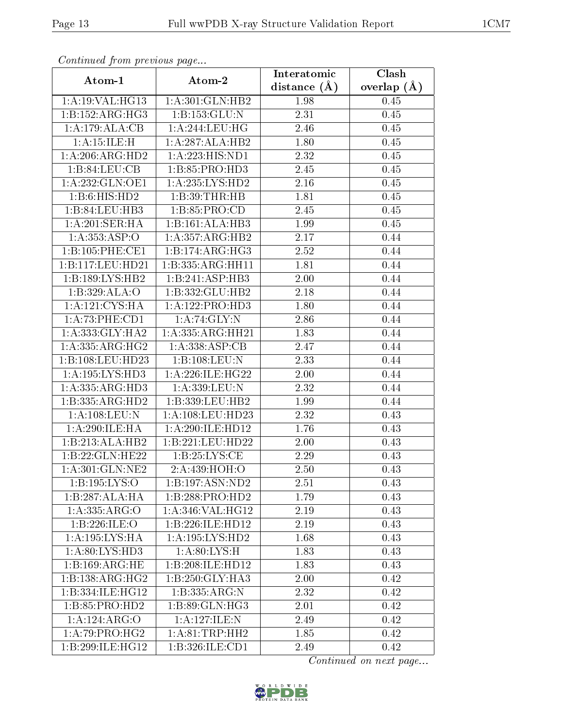*Continued from previous page...*

| Atom-1 | Atom-2 | Interatomic distance (Å) | Clash overlap (Å) |
|---|---|---|---|
| 1:A:19:VAL:HG13 | 1:A:301:GLN:HB2 | 1.98 | 0.45 |
| 1:B:152:ARG:HG3 | 1:B:153:GLU:N | 2.31 | 0.45 |
| 1:A:179:ALA:CB | 1:A:244:LEU:HG | 2.46 | 0.45 |
| 1:A:15:ILE:H | 1:A:287:ALA:HB2 | 1.80 | 0.45 |
| 1:A:206:ARG:HD2 | 1:A:223:HIS:ND1 | 2.32 | 0.45 |
| 1:B:84:LEU:CB | 1:B:85:PRO:HD3 | 2.45 | 0.45 |
| 1:A:232:GLN:OE1 | 1:A:235:LYS:HD2 | 2.16 | 0.45 |
| 1:B:6:HIS:HD2 | 1:B:39:THR:HB | 1.81 | 0.45 |
| 1:B:84:LEU:HB3 | 1:B:85:PRO:CD | 2.45 | 0.45 |
| 1:A:201:SER:HA | 1:B:161:ALA:HB3 | 1.99 | 0.45 |
| 1:A:353:ASP:O | 1:A:357:ARG:HB2 | 2.17 | 0.44 |
| 1:B:105:PHE:CE1 | 1:B:174:ARG:HG3 | 2.52 | 0.44 |
| 1:B:117:LEU:HD21 | 1:B:335:ARG:HH11 | 1.81 | 0.44 |
| 1:B:189:LYS:HB2 | 1:B:241:ASP:HB3 | 2.00 | 0.44 |
| 1:B:329:ALA:O | 1:B:332:GLU:HB2 | 2.18 | 0.44 |
| 1:A:121:CYS:HA | 1:A:122:PRO:HD3 | 1.80 | 0.44 |
| 1:A:73:PHE:CD1 | 1:A:74:GLY:N | 2.86 | 0.44 |
| 1:A:333:GLY:HA2 | 1:A:335:ARG:HH21 | 1.83 | 0.44 |
| 1:A:335:ARG:HG2 | 1:A:338:ASP:CB | 2.47 | 0.44 |
| 1:B:108:LEU:HD23 | 1:B:108:LEU:N | 2.33 | 0.44 |
| 1:A:195:LYS:HD3 | 1:A:226:ILE:HG22 | 2.00 | 0.44 |
| 1:A:335:ARG:HD3 | 1:A:339:LEU:N | 2.32 | 0.44 |
| 1:B:335:ARG:HD2 | 1:B:339:LEU:HB2 | 1.99 | 0.44 |
| 1:A:108:LEU:N | 1:A:108:LEU:HD23 | 2.32 | 0.43 |
| 1:A:290:ILE:HA | 1:A:290:ILE:HD12 | 1.76 | 0.43 |
| 1:B:213:ALA:HB2 | 1:B:221:LEU:HD22 | 2.00 | 0.43 |
| 1:B:22:GLN:HE22 | 1:B:25:LYS:CE | 2.29 | 0.43 |
| 1:A:301:GLN:NE2 | 2:A:439:HOH:O | 2.50 | 0.43 |
| 1:B:195:LYS:O | 1:B:197:ASN:ND2 | 2.51 | 0.43 |
| 1:B:287:ALA:HA | 1:B:288:PRO:HD2 | 1.79 | 0.43 |
| 1:A:335:ARG:O | 1:A:346:VAL:HG12 | 2.19 | 0.43 |
| 1:B:226:ILE:O | 1:B:226:ILE:HD12 | 2.19 | 0.43 |
| 1:A:195:LYS:HA | 1:A:195:LYS:HD2 | 1.68 | 0.43 |
| 1:A:80:LYS:HD3 | 1:A:80:LYS:H | 1.83 | 0.43 |
| 1:B:169:ARG:HE | 1:B:208:ILE:HD12 | 1.83 | 0.43 |
| 1:B:138:ARG:HG2 | 1:B:250:GLY:HA3 | 2.00 | 0.42 |
| 1:B:334:ILE:HG12 | 1:B:335:ARG:N | 2.32 | 0.42 |
| 1:B:85:PRO:HD2 | 1:B:89:GLN:HG3 | 2.01 | 0.42 |
| 1:A:124:ARG:O | 1:A:127:ILE:N | 2.49 | 0.42 |
| 1:A:79:PRO:HG2 | 1:A:81:TRP:HH2 | 1.85 | 0.42 |
| 1:B:299:ILE:HG12 | 1:B:326:ILE:CD1 | 2.49 | 0.42 |

*Continued on next page...*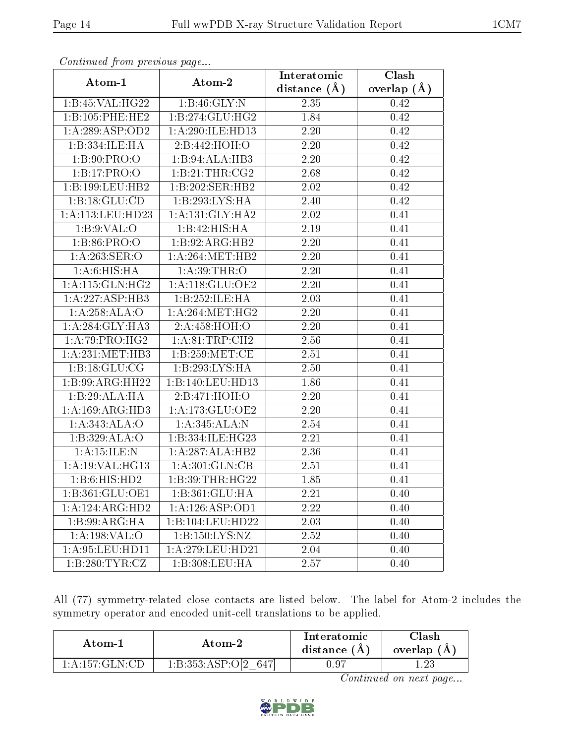*Continued from previous page...*

| Atom-1 | Atom-2 | Interatomic distance (Å) | Clash overlap (Å) |
|---|---|---|---|
| 1:B:45:VAL:HG22 | 1:B:46:GLY:N | 2.35 | 0.42 |
| 1:B:105:PHE:HE2 | 1:B:274:GLU:HG2 | 1.84 | 0.42 |
| 1:A:289:ASP:OD2 | 1:A:290:ILE:HD13 | 2.20 | 0.42 |
| 1:B:334:ILE:HA | 2:B:442:HOH:O | 2.20 | 0.42 |
| 1:B:90:PRO:O | 1:B:94:ALA:HB3 | 2.20 | 0.42 |
| 1:B:17:PRO:O | 1:B:21:THR:CG2 | 2.68 | 0.42 |
| 1:B:199:LEU:HB2 | 1:B:202:SER:HB2 | 2.02 | 0.42 |
| 1:B:18:GLU:CD | 1:B:293:LYS:HA | 2.40 | 0.42 |
| 1:A:113:LEU:HD23 | 1:A:131:GLY:HA2 | 2.02 | 0.41 |
| 1:B:9:VAL:O | 1:B:42:HIS:HA | 2.19 | 0.41 |
| 1:B:86:PRO:O | 1:B:92:ARG:HB2 | 2.20 | 0.41 |
| 1:A:263:SER:O | 1:A:264:MET:HB2 | 2.20 | 0.41 |
| 1:A:6:HIS:HA | 1:A:39:THR:O | 2.20 | 0.41 |
| 1:A:115:GLN:HG2 | 1:A:118:GLU:OE2 | 2.20 | 0.41 |
| 1:A:227:ASP:HB3 | 1:B:252:ILE:HA | 2.03 | 0.41 |
| 1:A:258:ALA:O | 1:A:264:MET:HG2 | 2.20 | 0.41 |
| 1:A:284:GLY:HA3 | 2:A:458:HOH:O | 2.20 | 0.41 |
| 1:A:79:PRO:HG2 | 1:A:81:TRP:CH2 | 2.56 | 0.41 |
| 1:A:231:MET:HB3 | 1:B:259:MET:CE | 2.51 | 0.41 |
| 1:B:18:GLU:CG | 1:B:293:LYS:HA | 2.50 | 0.41 |
| 1:B:99:ARG:HH22 | 1:B:140:LEU:HD13 | 1.86 | 0.41 |
| 1:B:29:ALA:HA | 2:B:471:HOH:O | 2.20 | 0.41 |
| 1:A:169:ARG:HD3 | 1:A:173:GLU:OE2 | 2.20 | 0.41 |
| 1:A:343:ALA:O | 1:A:345:ALA:N | 2.54 | 0.41 |
| 1:B:329:ALA:O | 1:B:334:ILE:HG23 | 2.21 | 0.41 |
| 1:A:15:ILE:N | 1:A:287:ALA:HB2 | 2.36 | 0.41 |
| 1:A:19:VAL:HG13 | 1:A:301:GLN:CB | 2.51 | 0.41 |
| 1:B:6:HIS:HD2 | 1:B:39:THR:HG22 | 1.85 | 0.41 |
| 1:B:361:GLU:OE1 | 1:B:361:GLU:HA | 2.21 | 0.40 |
| 1:A:124:ARG:HD2 | 1:A:126:ASP:OD1 | 2.22 | 0.40 |
| 1:B:99:ARG:HA | 1:B:104:LEU:HD22 | 2.03 | 0.40 |
| 1:A:198:VAL:O | 1:B:150:LYS:NZ | 2.52 | 0.40 |
| 1:A:95:LEU:HD11 | 1:A:279:LEU:HD21 | 2.04 | 0.40 |
| 1:B:280:TYR:CZ | 1:B:308:LEU:HA | 2.57 | 0.40 |

All (77) symmetry-related close contacts are listed below. The label for Atom-2 includes the symmetry operator and encoded unit-cell translations to be applied.

| Atom-1 | Atom-2 | Interatomic distance (Å) | Clash overlap (Å) |
|---|---|---|---|
| 1:A:157:GLN:CD | 1:B:353:ASP:O[2_647] | 0.97 | 1.23 |

*Continued on next page...*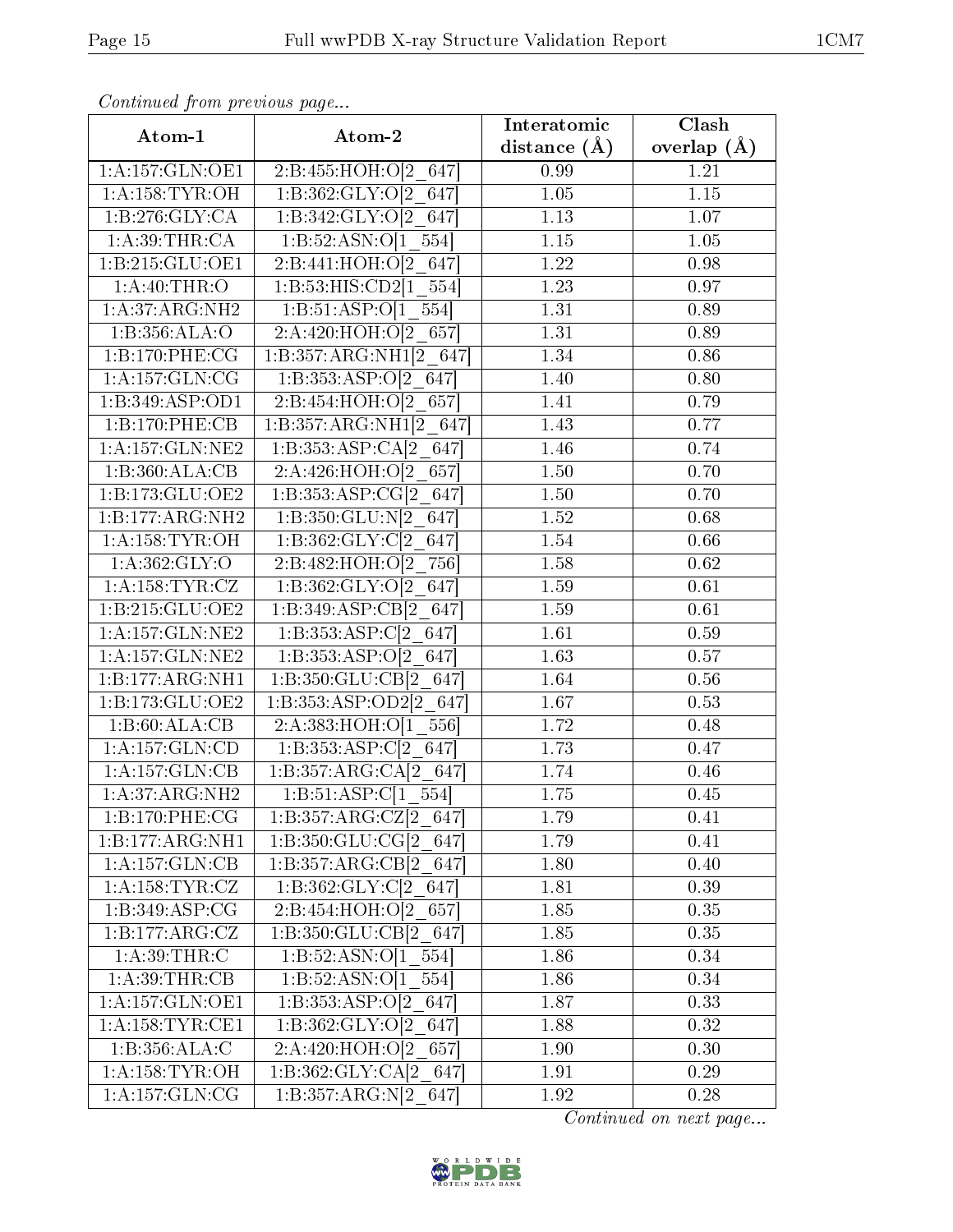*Continued from previous page...*

| Atom-1 | Atom-2 | Interatomic distance (Å) | Clash overlap (Å) |
|---|---|---|---|
| 1:A:157:GLN:OE1 | 2:B:455:HOH:O[2_647] | 0.99 | 1.21 |
| 1:A:158:TYR:OH | 1:B:362:GLY:O[2_647] | 1.05 | 1.15 |
| 1:B:276:GLY:CA | 1:B:342:GLY:O[2_647] | 1.13 | 1.07 |
| 1:A:39:THR:CA | 1:B:52:ASN:O[1_554] | 1.15 | 1.05 |
| 1:B:215:GLU:OE1 | 2:B:441:HOH:O[2_647] | 1.22 | 0.98 |
| 1:A:40:THR:O | 1:B:53:HIS:CD2[1_554] | 1.23 | 0.97 |
| 1:A:37:ARG:NH2 | 1:B:51:ASP:O[1_554] | 1.31 | 0.89 |
| 1:B:356:ALA:O | 2:A:420:HOH:O[2_657] | 1.31 | 0.89 |
| 1:B:170:PHE:CG | 1:B:357:ARG:NH1[2_647] | 1.34 | 0.86 |
| 1:A:157:GLN:CG | 1:B:353:ASP:O[2_647] | 1.40 | 0.80 |
| 1:B:349:ASP:OD1 | 2:B:454:HOH:O[2_657] | 1.41 | 0.79 |
| 1:B:170:PHE:CB | 1:B:357:ARG:NH1[2_647] | 1.43 | 0.77 |
| 1:A:157:GLN:NE2 | 1:B:353:ASP:CA[2_647] | 1.46 | 0.74 |
| 1:B:360:ALA:CB | 2:A:426:HOH:O[2_657] | 1.50 | 0.70 |
| 1:B:173:GLU:OE2 | 1:B:353:ASP:CG[2_647] | 1.50 | 0.70 |
| 1:B:177:ARG:NH2 | 1:B:350:GLU:N[2_647] | 1.52 | 0.68 |
| 1:A:158:TYR:OH | 1:B:362:GLY:C[2_647] | 1.54 | 0.66 |
| 1:A:362:GLY:O | 2:B:482:HOH:O[2_756] | 1.58 | 0.62 |
| 1:A:158:TYR:CZ | 1:B:362:GLY:O[2_647] | 1.59 | 0.61 |
| 1:B:215:GLU:OE2 | 1:B:349:ASP:CB[2_647] | 1.59 | 0.61 |
| 1:A:157:GLN:NE2 | 1:B:353:ASP:C[2_647] | 1.61 | 0.59 |
| 1:A:157:GLN:NE2 | 1:B:353:ASP:O[2_647] | 1.63 | 0.57 |
| 1:B:177:ARG:NH1 | 1:B:350:GLU:CB[2_647] | 1.64 | 0.56 |
| 1:B:173:GLU:OE2 | 1:B:353:ASP:OD2[2_647] | 1.67 | 0.53 |
| 1:B:60:ALA:CB | 2:A:383:HOH:O[1_556] | 1.72 | 0.48 |
| 1:A:157:GLN:CD | 1:B:353:ASP:C[2_647] | 1.73 | 0.47 |
| 1:A:157:GLN:CB | 1:B:357:ARG:CA[2_647] | 1.74 | 0.46 |
| 1:A:37:ARG:NH2 | 1:B:51:ASP:C[1_554] | 1.75 | 0.45 |
| 1:B:170:PHE:CG | 1:B:357:ARG:CZ[2_647] | 1.79 | 0.41 |
| 1:B:177:ARG:NH1 | 1:B:350:GLU:CG[2_647] | 1.79 | 0.41 |
| 1:A:157:GLN:CB | 1:B:357:ARG:CB[2_647] | 1.80 | 0.40 |
| 1:A:158:TYR:CZ | 1:B:362:GLY:C[2_647] | 1.81 | 0.39 |
| 1:B:349:ASP:CG | 2:B:454:HOH:O[2_657] | 1.85 | 0.35 |
| 1:B:177:ARG:CZ | 1:B:350:GLU:CB[2_647] | 1.85 | 0.35 |
| 1:A:39:THR:C | 1:B:52:ASN:O[1_554] | 1.86 | 0.34 |
| 1:A:39:THR:CB | 1:B:52:ASN:O[1_554] | 1.86 | 0.34 |
| 1:A:157:GLN:OE1 | 1:B:353:ASP:O[2_647] | 1.87 | 0.33 |
| 1:A:158:TYR:CE1 | 1:B:362:GLY:O[2_647] | 1.88 | 0.32 |
| 1:B:356:ALA:C | 2:A:420:HOH:O[2_657] | 1.90 | 0.30 |
| 1:A:158:TYR:OH | 1:B:362:GLY:CA[2_647] | 1.91 | 0.29 |
| 1:A:157:GLN:CG | 1:B:357:ARG:N[2_647] | 1.92 | 0.28 |

*Continued on next page...*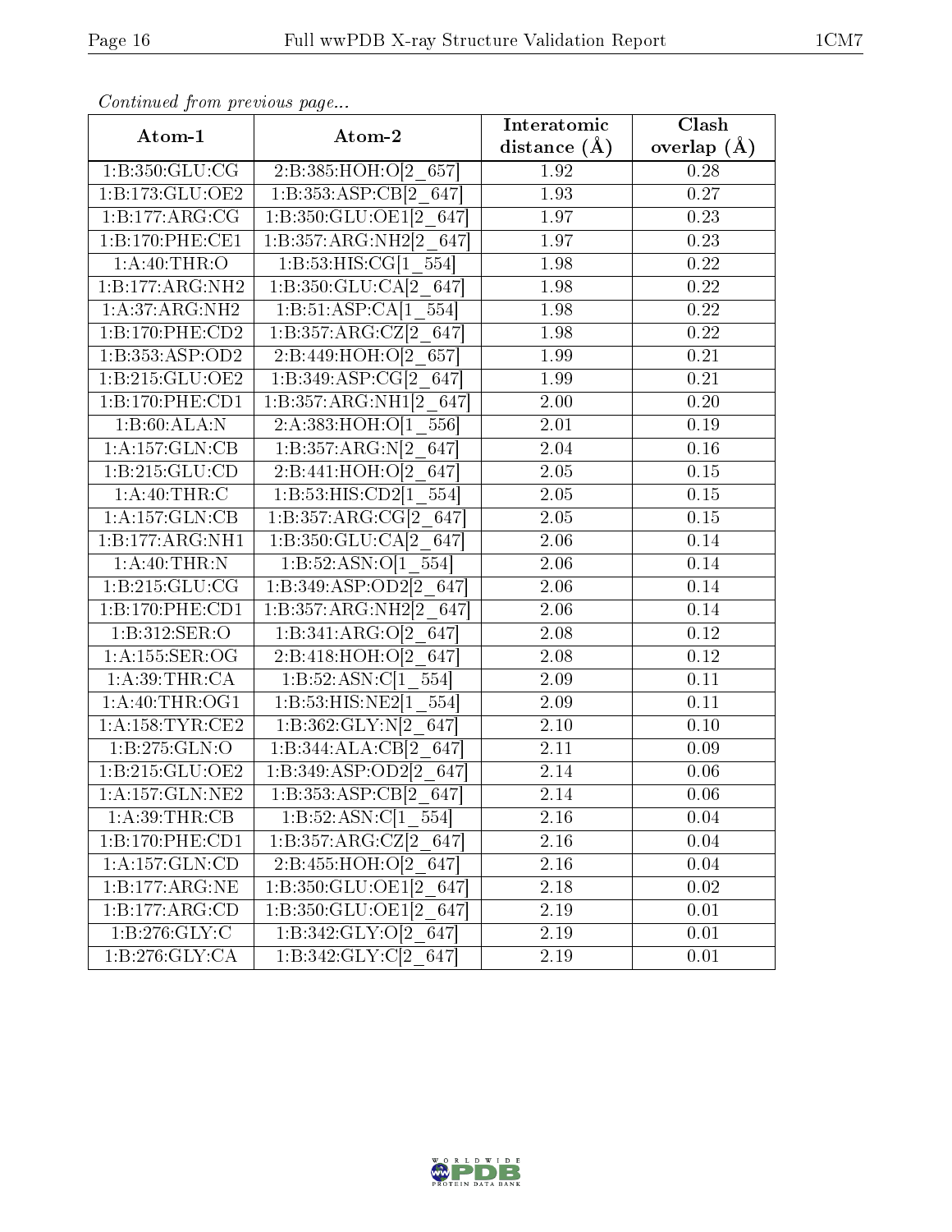*Continued from previous page...*

| Atom-1 | Atom-2 | Interatomic distance (Å) | Clash overlap (Å) |
|---|---|---|---|
| 1:B:350:GLU:CG | 2:B:385:HOH:O[2_657] | 1.92 | 0.28 |
| 1:B:173:GLU:OE2 | 1:B:353:ASP:CB[2_647] | 1.93 | 0.27 |
| 1:B:177:ARG:CG | 1:B:350:GLU:OE1[2_647] | 1.97 | 0.23 |
| 1:B:170:PHE:CE1 | 1:B:357:ARG:NH2[2_647] | 1.97 | 0.23 |
| 1:A:40:THR:O | 1:B:53:HIS:CG[1_554] | 1.98 | 0.22 |
| 1:B:177:ARG:NH2 | 1:B:350:GLU:CA[2_647] | 1.98 | 0.22 |
| 1:A:37:ARG:NH2 | 1:B:51:ASP:CA[1_554] | 1.98 | 0.22 |
| 1:B:170:PHE:CD2 | 1:B:357:ARG:CZ[2_647] | 1.98 | 0.22 |
| 1:B:353:ASP:OD2 | 2:B:449:HOH:O[2_657] | 1.99 | 0.21 |
| 1:B:215:GLU:OE2 | 1:B:349:ASP:CG[2_647] | 1.99 | 0.21 |
| 1:B:170:PHE:CD1 | 1:B:357:ARG:NH1[2_647] | 2.00 | 0.20 |
| 1:B:60:ALA:N | 2:A:383:HOH:O[1_556] | 2.01 | 0.19 |
| 1:A:157:GLN:CB | 1:B:357:ARG:N[2_647] | 2.04 | 0.16 |
| 1:B:215:GLU:CD | 2:B:441:HOH:O[2_647] | 2.05 | 0.15 |
| 1:A:40:THR:C | 1:B:53:HIS:CD2[1_554] | 2.05 | 0.15 |
| 1:A:157:GLN:CB | 1:B:357:ARG:CG[2_647] | 2.05 | 0.15 |
| 1:B:177:ARG:NH1 | 1:B:350:GLU:CA[2_647] | 2.06 | 0.14 |
| 1:A:40:THR:N | 1:B:52:ASN:O[1_554] | 2.06 | 0.14 |
| 1:B:215:GLU:CG | 1:B:349:ASP:OD2[2_647] | 2.06 | 0.14 |
| 1:B:170:PHE:CD1 | 1:B:357:ARG:NH2[2_647] | 2.06 | 0.14 |
| 1:B:312:SER:O | 1:B:341:ARG:O[2_647] | 2.08 | 0.12 |
| 1:A:155:SER:OG | 2:B:418:HOH:O[2_647] | 2.08 | 0.12 |
| 1:A:39:THR:CA | 1:B:52:ASN:C[1_554] | 2.09 | 0.11 |
| 1:A:40:THR:OG1 | 1:B:53:HIS:NE2[1_554] | 2.09 | 0.11 |
| 1:A:158:TYR:CE2 | 1:B:362:GLY:N[2_647] | 2.10 | 0.10 |
| 1:B:275:GLN:O | 1:B:344:ALA:CB[2_647] | 2.11 | 0.09 |
| 1:B:215:GLU:OE2 | 1:B:349:ASP:OD2[2_647] | 2.14 | 0.06 |
| 1:A:157:GLN:NE2 | 1:B:353:ASP:CB[2_647] | 2.14 | 0.06 |
| 1:A:39:THR:CB | 1:B:52:ASN:C[1_554] | 2.16 | 0.04 |
| 1:B:170:PHE:CD1 | 1:B:357:ARG:CZ[2_647] | 2.16 | 0.04 |
| 1:A:157:GLN:CD | 2:B:455:HOH:O[2_647] | 2.16 | 0.04 |
| 1:B:177:ARG:NE | 1:B:350:GLU:OE1[2_647] | 2.18 | 0.02 |
| 1:B:177:ARG:CD | 1:B:350:GLU:OE1[2_647] | 2.19 | 0.01 |
| 1:B:276:GLY:C | 1:B:342:GLY:O[2_647] | 2.19 | 0.01 |
| 1:B:276:GLY:CA | 1:B:342:GLY:C[2_647] | 2.19 | 0.01 |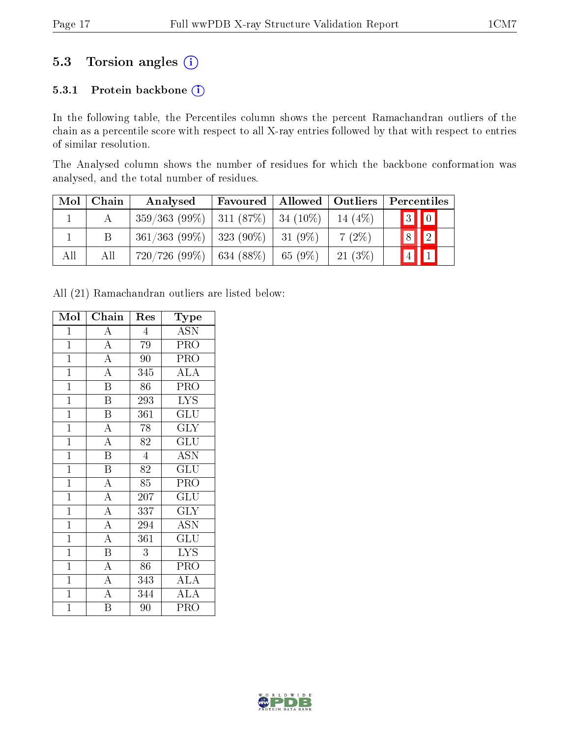## 5.3 Torsion angles

### 5.3.1 Protein backbone

In the following table, the Percentiles column shows the percent Ramachandran outliers of the chain as a percentile score with respect to all X-ray entries followed by that with respect to entries of similar resolution.

The Analysed column shows the number of residues for which the backbone conformation was analysed, and the total number of residues.

| Mol | Chain | Analysed | Favoured | Allowed | Outliers | Percentiles | |
|---|---|---|---|---|---|---|---|
| 1 | A | 359/363 (99%) | 311 (87%) | 34 (10%) | 14 (4%) | 3 | 0 |
| 1 | B | 361/363 (99%) | 323 (90%) | 31 (9%) | 7 (2%) | 8 | 2 |
| All | All | 720/726 (99%) | 634 (88%) | 65 (9%) | 21 (3%) | 4 | 1 |

All (21) Ramachandran outliers are listed below:

| Mol | Chain | Res | Type |
|---|---|---|---|
| 1 | A | 4 | ASN |
| 1 | A | 79 | PRO |
| 1 | A | 90 | PRO |
| 1 | A | 345 | ALA |
| 1 | B | 86 | PRO |
| 1 | B | 293 | LYS |
| 1 | B | 361 | GLU |
| 1 | A | 78 | GLY |
| 1 | A | 82 | GLU |
| 1 | B | 4 | ASN |
| 1 | B | 82 | GLU |
| 1 | A | 85 | PRO |
| 1 | A | 207 | GLU |
| 1 | A | 337 | GLY |
| 1 | A | 294 | ASN |
| 1 | A | 361 | GLU |
| 1 | B | 3 | LYS |
| 1 | A | 86 | PRO |
| 1 | A | 343 | ALA |
| 1 | A | 344 | ALA |
| 1 | B | 90 | PRO |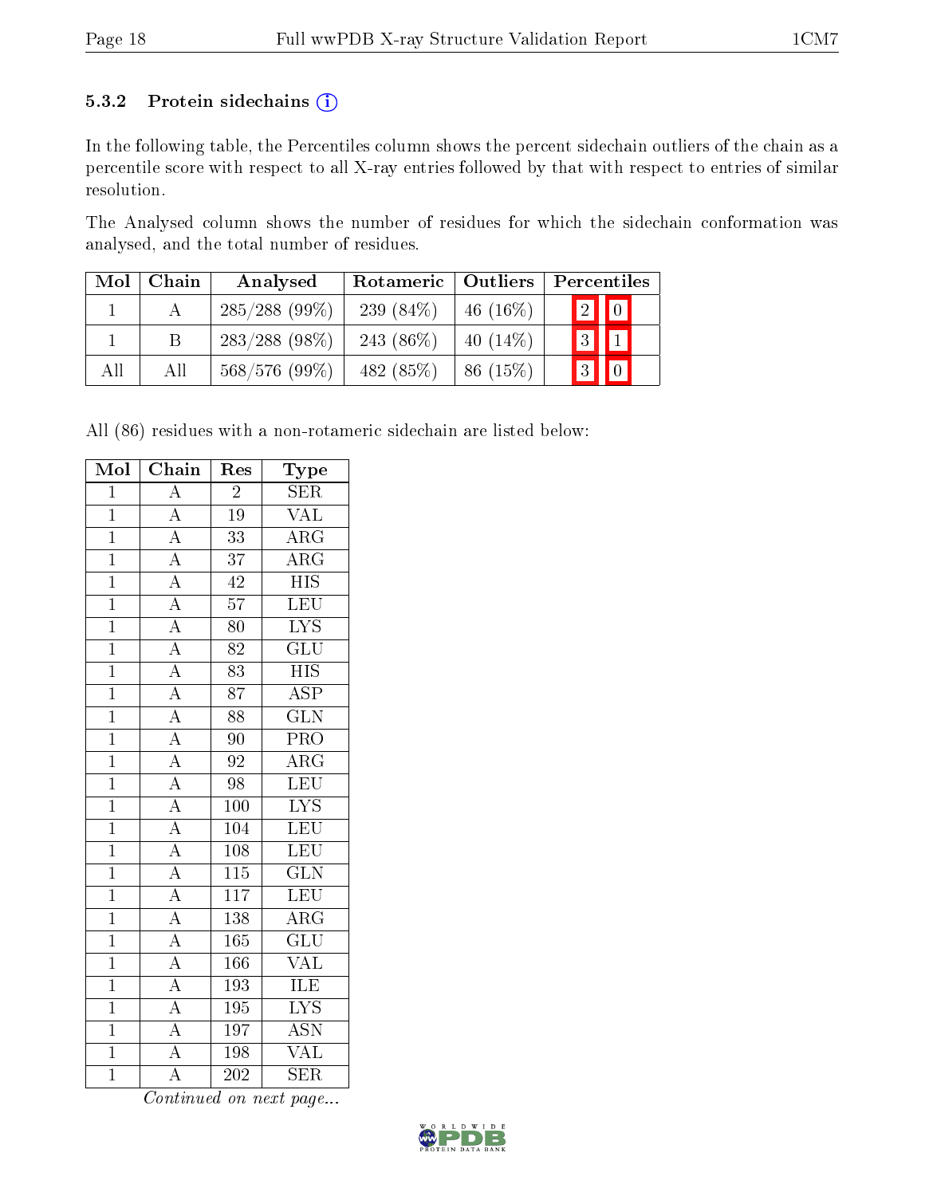### 5.3.2 Protein sidechains (i)

In the following table, the Percentiles column shows the percent sidechain outliers of the chain as a percentile score with respect to all X-ray entries followed by that with respect to entries of similar resolution.

The Analysed column shows the number of residues for which the sidechain conformation was analysed, and the total number of residues.

| Mol | Chain | Analysed | Rotameric | Outliers | Percentiles | |
|---|---|---|---|---|---|---|
| 1 | A | 285/288 (99%) | 239 (84%) | 46 (16%) | 2 | 0 |
| 1 | B | 283/288 (98%) | 243 (86%) | 40 (14%) | 3 | 1 |
| All | All | 568/576 (99%) | 482 (85%) | 86 (15%) | 3 | 0 |

All (86) residues with a non-rotameric sidechain are listed below:

| Mol | Chain | Res | Type |
|---|---|---|---|
| 1 | A | 2 | SER |
| 1 | A | 19 | VAL |
| 1 | A | 33 | ARG |
| 1 | A | 37 | ARG |
| 1 | A | 42 | HIS |
| 1 | A | 57 | LEU |
| 1 | A | 80 | LYS |
| 1 | A | 82 | GLU |
| 1 | A | 83 | HIS |
| 1 | A | 87 | ASP |
| 1 | A | 88 | GLN |
| 1 | A | 90 | PRO |
| 1 | A | 92 | ARG |
| 1 | A | 98 | LEU |
| 1 | A | 100 | LYS |
| 1 | A | 104 | LEU |
| 1 | A | 108 | LEU |
| 1 | A | 115 | GLN |
| 1 | A | 117 | LEU |
| 1 | A | 138 | ARG |
| 1 | A | 165 | GLU |
| 1 | A | 166 | VAL |
| 1 | A | 193 | ILE |
| 1 | A | 195 | LYS |
| 1 | A | 197 | ASN |
| 1 | A | 198 | VAL |
| 1 | A | 202 | SER |

*Continued on next page...*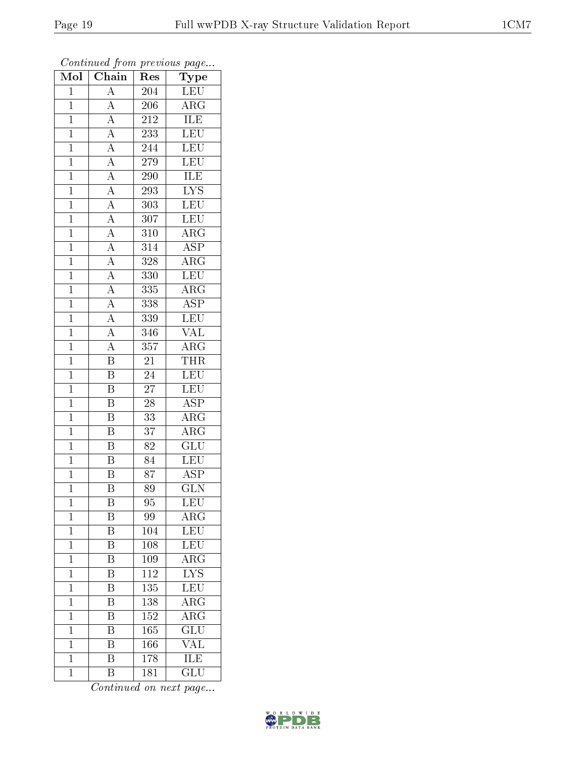*Continued from previous page...*

| Mol | Chain | Res | Type |
|---|---|---|---|
| 1 | A | 204 | LEU |
| 1 | A | 206 | ARG |
| 1 | A | 212 | ILE |
| 1 | A | 233 | LEU |
| 1 | A | 244 | LEU |
| 1 | A | 279 | LEU |
| 1 | A | 290 | ILE |
| 1 | A | 293 | LYS |
| 1 | A | 303 | LEU |
| 1 | A | 307 | LEU |
| 1 | A | 310 | ARG |
| 1 | A | 314 | ASP |
| 1 | A | 328 | ARG |
| 1 | A | 330 | LEU |
| 1 | A | 335 | ARG |
| 1 | A | 338 | ASP |
| 1 | A | 339 | LEU |
| 1 | A | 346 | VAL |
| 1 | A | 357 | ARG |
| 1 | B | 21 | THR |
| 1 | B | 24 | LEU |
| 1 | B | 27 | LEU |
| 1 | B | 28 | ASP |
| 1 | B | 33 | ARG |
| 1 | B | 37 | ARG |
| 1 | B | 82 | GLU |
| 1 | B | 84 | LEU |
| 1 | B | 87 | ASP |
| 1 | B | 89 | GLN |
| 1 | B | 95 | LEU |
| 1 | B | 99 | ARG |
| 1 | B | 104 | LEU |
| 1 | B | 108 | LEU |
| 1 | B | 109 | ARG |
| 1 | B | 112 | LYS |
| 1 | B | 135 | LEU |
| 1 | B | 138 | ARG |
| 1 | B | 152 | ARG |
| 1 | B | 165 | GLU |
| 1 | B | 166 | VAL |
| 1 | B | 178 | ILE |
| 1 | B | 181 | GLU |

*Continued on next page...*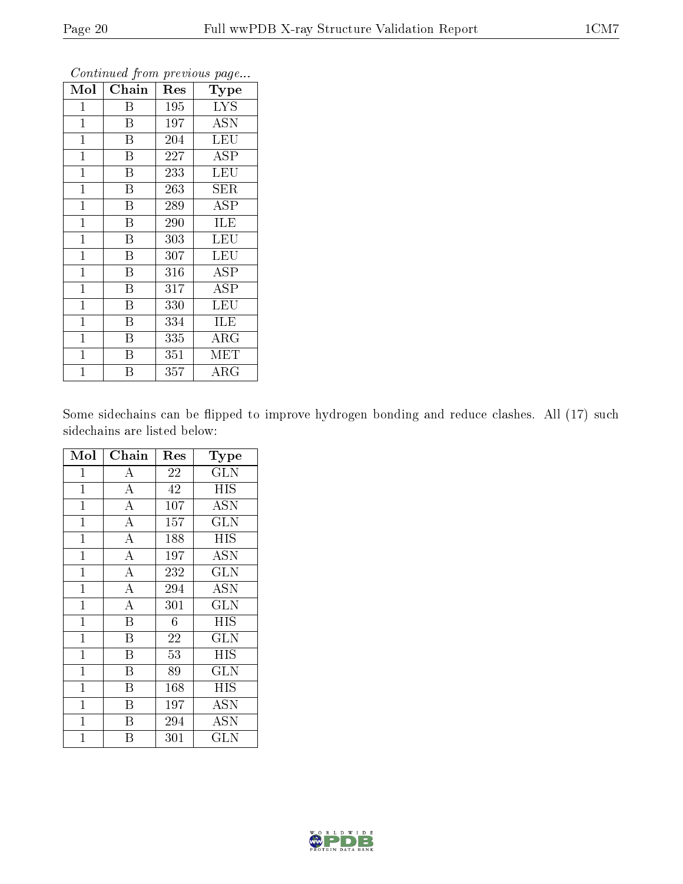*Continued from previous page...*

| Mol | Chain | Res | Type |
| --- | --- | --- | --- |
| 1 | B | 195 | LYS |
| 1 | B | 197 | ASN |
| 1 | B | 204 | LEU |
| 1 | B | 227 | ASP |
| 1 | B | 233 | LEU |
| 1 | B | 263 | SER |
| 1 | B | 289 | ASP |
| 1 | B | 290 | ILE |
| 1 | B | 303 | LEU |
| 1 | B | 307 | LEU |
| 1 | B | 316 | ASP |
| 1 | B | 317 | ASP |
| 1 | B | 330 | LEU |
| 1 | B | 334 | ILE |
| 1 | B | 335 | ARG |
| 1 | B | 351 | MET |
| 1 | B | 357 | ARG |

Some sidechains can be flipped to improve hydrogen bonding and reduce clashes. All (17) such sidechains are listed below:

| Mol | Chain | Res | Type |
| --- | --- | --- | --- |
| 1 | A | 22 | GLN |
| 1 | A | 42 | HIS |
| 1 | A | 107 | ASN |
| 1 | A | 157 | GLN |
| 1 | A | 188 | HIS |
| 1 | A | 197 | ASN |
| 1 | A | 232 | GLN |
| 1 | A | 294 | ASN |
| 1 | A | 301 | GLN |
| 1 | B | 6 | HIS |
| 1 | B | 22 | GLN |
| 1 | B | 53 | HIS |
| 1 | B | 89 | GLN |
| 1 | B | 168 | HIS |
| 1 | B | 197 | ASN |
| 1 | B | 294 | ASN |
| 1 | B | 301 | GLN |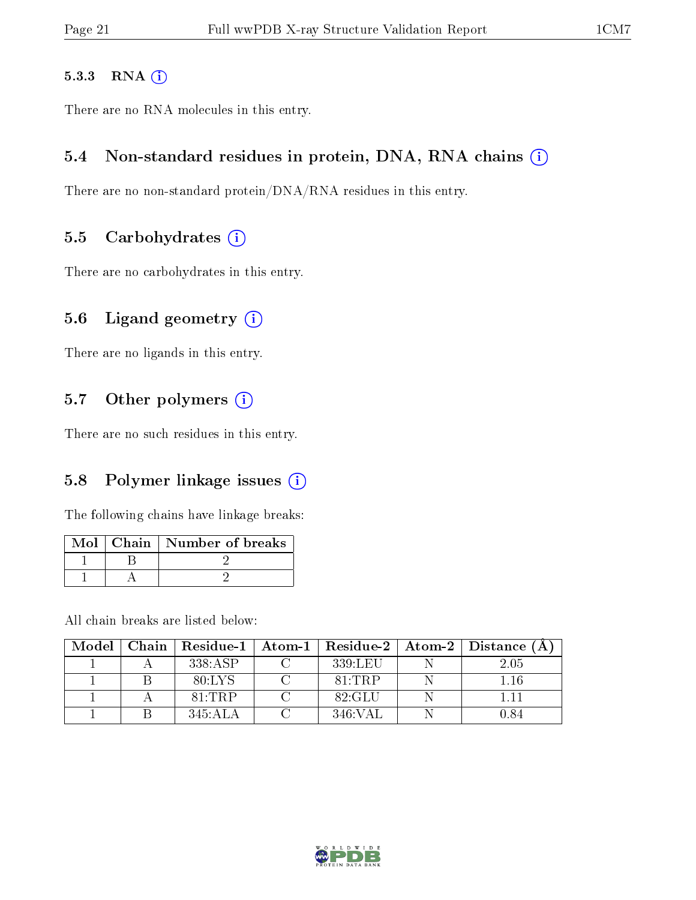#### 5.3.3 RNA

There are no RNA molecules in this entry.

### 5.4 Non-standard residues in protein, DNA, RNA chains

There are no non-standard protein/DNA/RNA residues in this entry.

### 5.5 Carbohydrates

There are no carbohydrates in this entry.

### 5.6 Ligand geometry

There are no ligands in this entry.

### 5.7 Other polymers

There are no such residues in this entry.

### 5.8 Polymer linkage issues

The following chains have linkage breaks:

| Mol | Chain | Number of breaks |
|---|---|---|
| 1 | B | 2 |
| 1 | A | 2 |

All chain breaks are listed below:

| Model | Chain | Residue-1 | Atom-1 | Residue-2 | Atom-2 | Distance (Å) |
|---|---|---|---|---|---|---|
| 1 | A | 338:ASP | C | 339:LEU | N | 2.05 |
| 1 | B | 80:LYS | C | 81:TRP | N | 1.16 |
| 1 | A | 81:TRP | C | 82:GLU | N | 1.11 |
| 1 | B | 345:ALA | C | 346:VAL | N | 0.84 |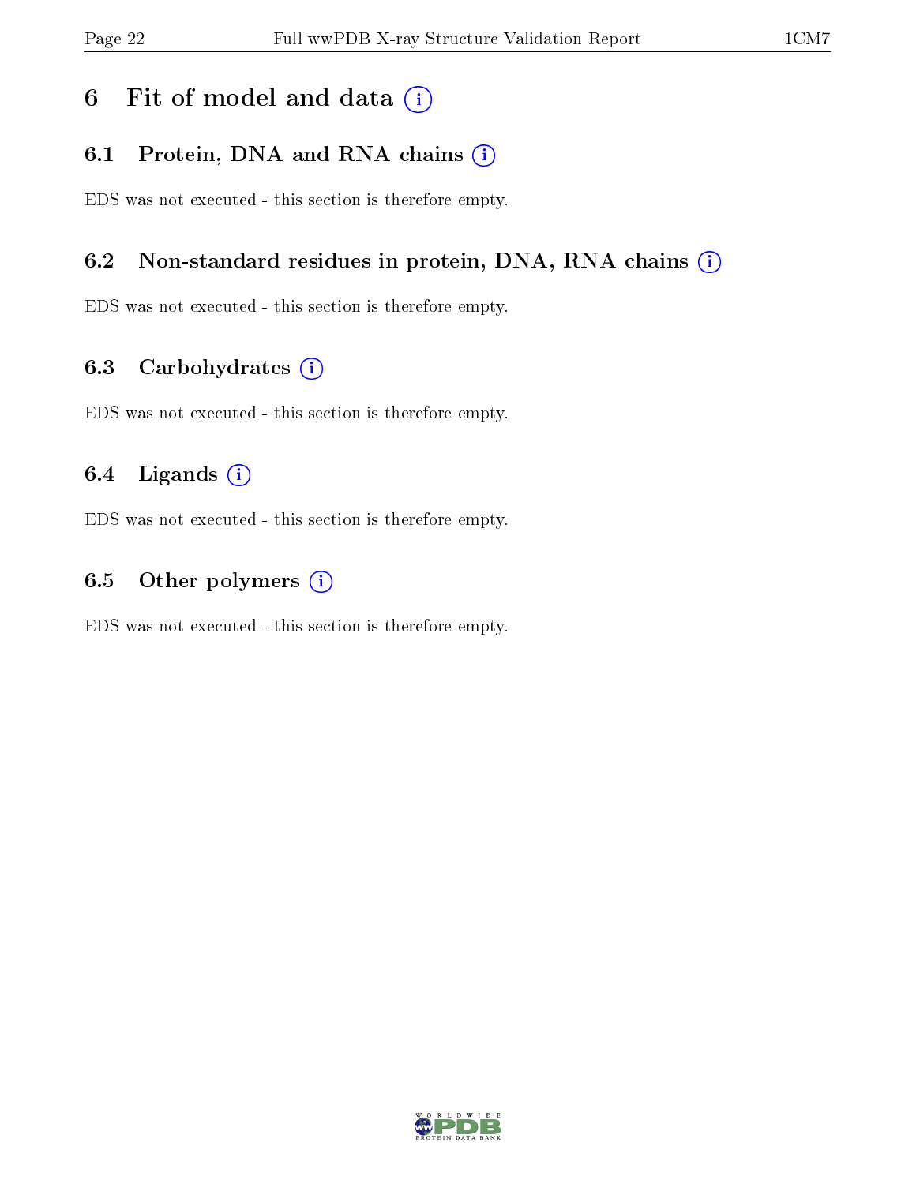# 6 Fit of model and data

## 6.1 Protein, DNA and RNA chains

EDS was not executed - this section is therefore empty.

## 6.2 Non-standard residues in protein, DNA, RNA chains

EDS was not executed - this section is therefore empty.

## 6.3 Carbohydrates

EDS was not executed - this section is therefore empty.

## 6.4 Ligands

EDS was not executed - this section is therefore empty.

## 6.5 Other polymers

EDS was not executed - this section is therefore empty.